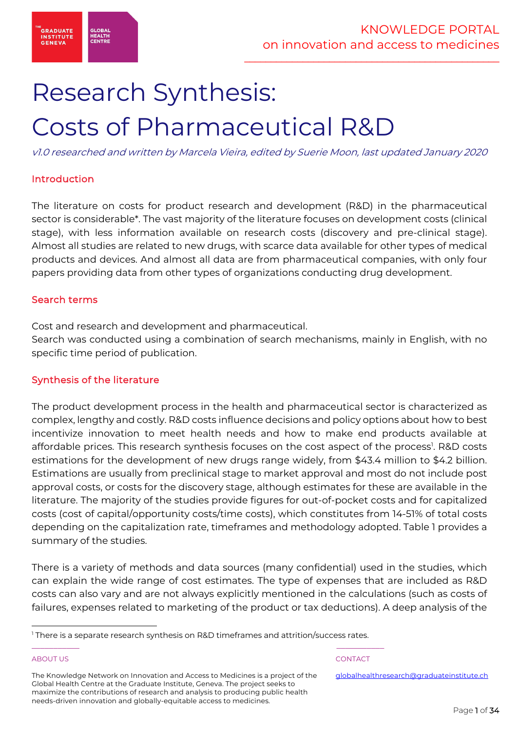# Research Synthesis: Costs of Pharmaceutical R&D

*v1.0 researched and written by Marcela Vieira, edited by Suerie Moon, last updated January 2020*

## Introduction

The literature on costs for product research and development (R&D) in the pharmaceutical sector is considerable*. The vast majority of the literature focuses on development costs (clinical stage), with less information available on research costs (discovery and pre-clinical stage). Almost all studies are related to new drugs, with scarce data available for other types of medical products and devices. And almost all data are from pharmaceutical companies, with only four papers providing data from other types of organizations conducting drug development.

## Search terms

Cost and research and development and pharmaceutical.
Search was conducted using a combination of search mechanisms, mainly in English, with no specific time period of publication.

## Synthesis of the literature

The product development process in the health and pharmaceutical sector is characterized as complex, lengthy and costly. R&D costs influence decisions and policy options about how to best incentivize innovation to meet health needs and how to make end products available at affordable prices. This research synthesis focuses on the cost aspect of the process[1]. R&D costs estimations for the development of new drugs range widely, from $43.4 million to $4.2 billion. Estimations are usually from preclinical stage to market approval and most do not include post approval costs, or costs for the discovery stage, although estimates for these are available in the literature. The majority of the studies provide figures for out-of-pocket costs and for capitalized costs (cost of capital/opportunity costs/time costs), which constitutes from 14-51% of total costs depending on the capitalization rate, timeframes and methodology adopted. Table 1 provides a summary of the studies.

There is a variety of methods and data sources (many confidential) used in the studies, which can explain the wide range of cost estimates. The type of expenses that are included as R&D costs can also vary and are not always explicitly mentioned in the calculations (such as costs of failures, expenses related to marketing of the product or tax deductions). A deep analysis of the

[1] There is a separate research synthesis on R&D timeframes and attrition/success rates.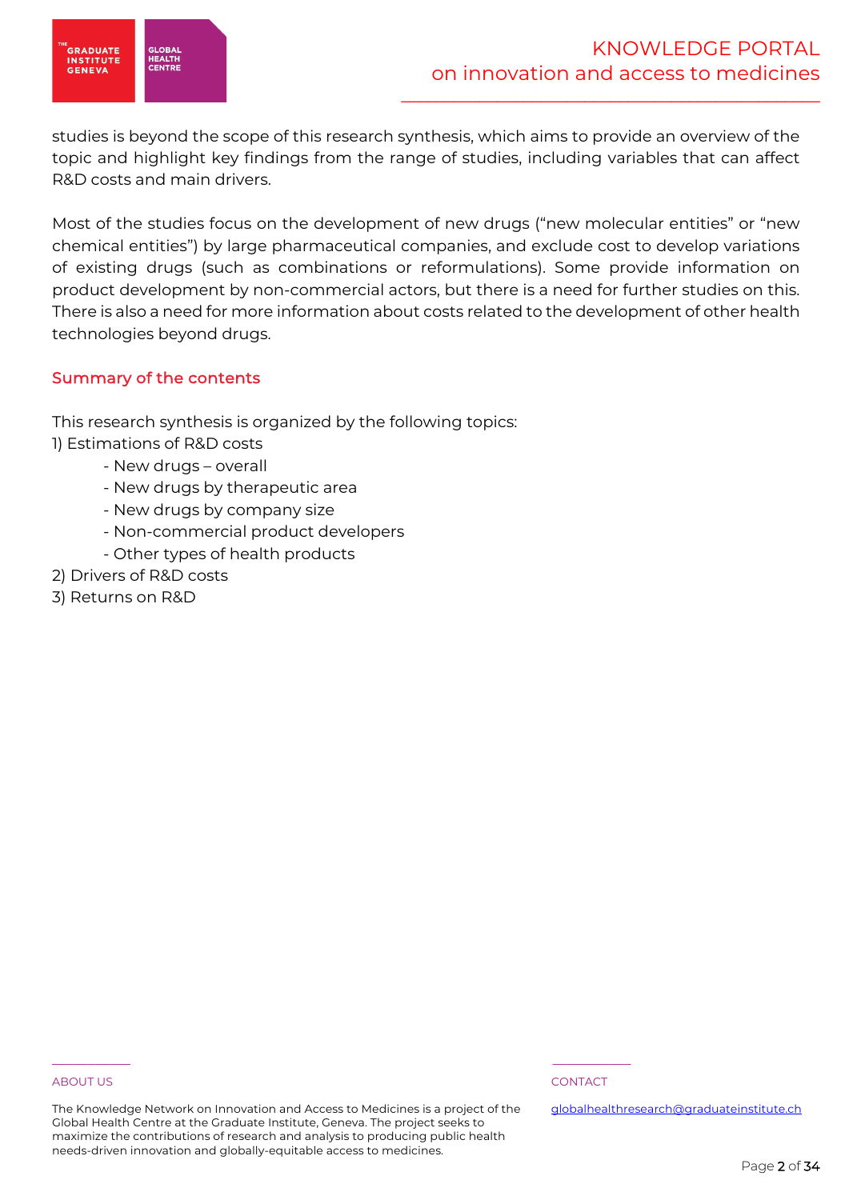studies is beyond the scope of this research synthesis, which aims to provide an overview of the topic and highlight key findings from the range of studies, including variables that can affect R&D costs and main drivers.

Most of the studies focus on the development of new drugs ("new molecular entities" or "new chemical entities") by large pharmaceutical companies, and exclude cost to develop variations of existing drugs (such as combinations or reformulations). Some provide information on product development by non-commercial actors, but there is a need for further studies on this. There is also a need for more information about costs related to the development of other health technologies beyond drugs.

## Summary of the contents

This research synthesis is organized by the following topics:

1) Estimations of R&D costs
    - New drugs – overall
    - New drugs by therapeutic area
    - New drugs by company size
    - Non-commercial product developers
    - Other types of health products
2) Drivers of R&D costs
3) Returns on R&D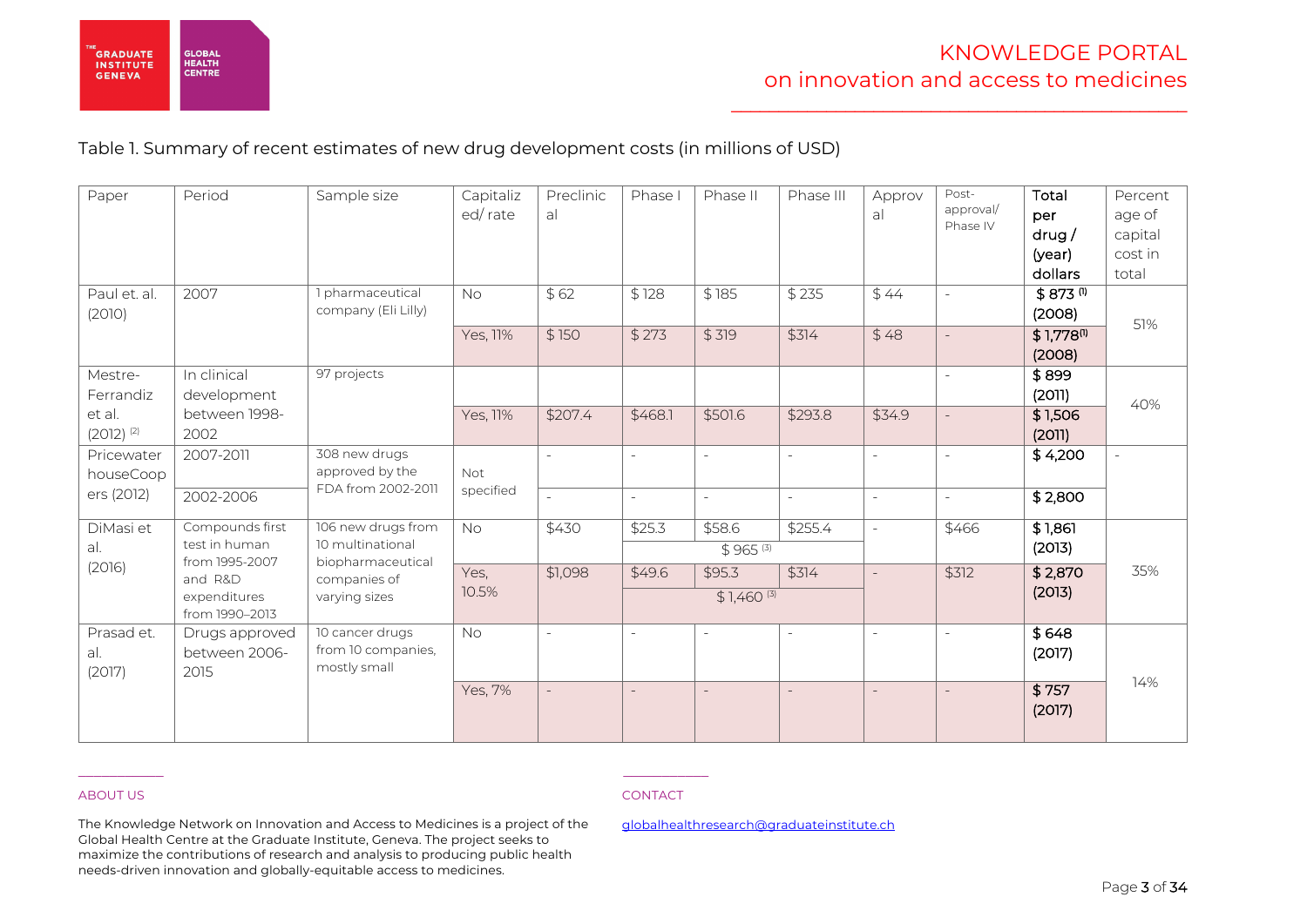Table 1. Summary of recent estimates of new drug development costs (in millions of USD)

| Paper | Period | Sample size | Capitalized/ rate | Preclinical | Phase I | Phase II | Phase III | Approval | Post-approval/ Phase IV | Total per drug / (year) dollars | Percentage of capital cost in total |
|---|---|---|---|---|---|---|---|---|---|---|---|
| Paul et. al. (2010) | 2007 | 1 pharmaceutical company (Eli Lilly) | No | $ 62 | $ 128 | $ 185 | $ 235 | $ 44 | - | $ 873 [1] (2008) | 51% |
| | | | Yes, 11% | $ 150 | $ 273 | $ 319 | $314 | $ 48 | - | $ 1,778[1] (2008) | |
| Mestre-Ferrandiz et al. (2012) [2] | In clinical development between 1998-2002 | 97 projects | | | | | | | - | $ 899 (2011) | 40% |
| | | | Yes, 11% | $207.4 | $468.1 | $501.6 | $293.8 | $34.9 | - | $ 1,506 (2011) | |
| Pricewater houseCoopers (2012) | 2007-2011 | 308 new drugs approved by the FDA from 2002-2011 | Not specified | - | - | - | - | - | - | $ 4,200 | - |
| | 2002-2006 | | | - | - | - | - | - | - | $ 2,800 | |
| DiMasi et al. (2016) | Compounds first test in human from 1995-2007 and R&D expenditures from 1990–2013 | 106 new drugs from 10 multinational biopharmaceutical companies of varying sizes | No | $430 | $25.3 | $58.6 | $255.4 | - | $466 | $ 1,861 (2013) | 35% |
| | | | | | $ 965 [3] | | | | | | |
| | | | Yes, 10.5% | $1,098 | $49.6 | $95.3 | $314 | - | $312 | $ 2,870 (2013) | |
| | | | | | $ 1,460 [3] | | | | | | |
| Prasad et. al. (2017) | Drugs approved between 2006-2015 | 10 cancer drugs from 10 companies, mostly small | No | - | - | - | - | - | - | $ 648 (2017) | 14% |
| | | | Yes, 7% | - | - | - | - | - | - | $ 757 (2017) | |

ABOUT US

The Knowledge Network on Innovation and Access to Medicines is a project of the Global Health Centre at the Graduate Institute, Geneva. The project seeks to maximize the contributions of research and analysis to producing public health needs-driven innovation and globally-equitable access to medicines.

CONTACT

globalhealthresearch@graduateinstitute.ch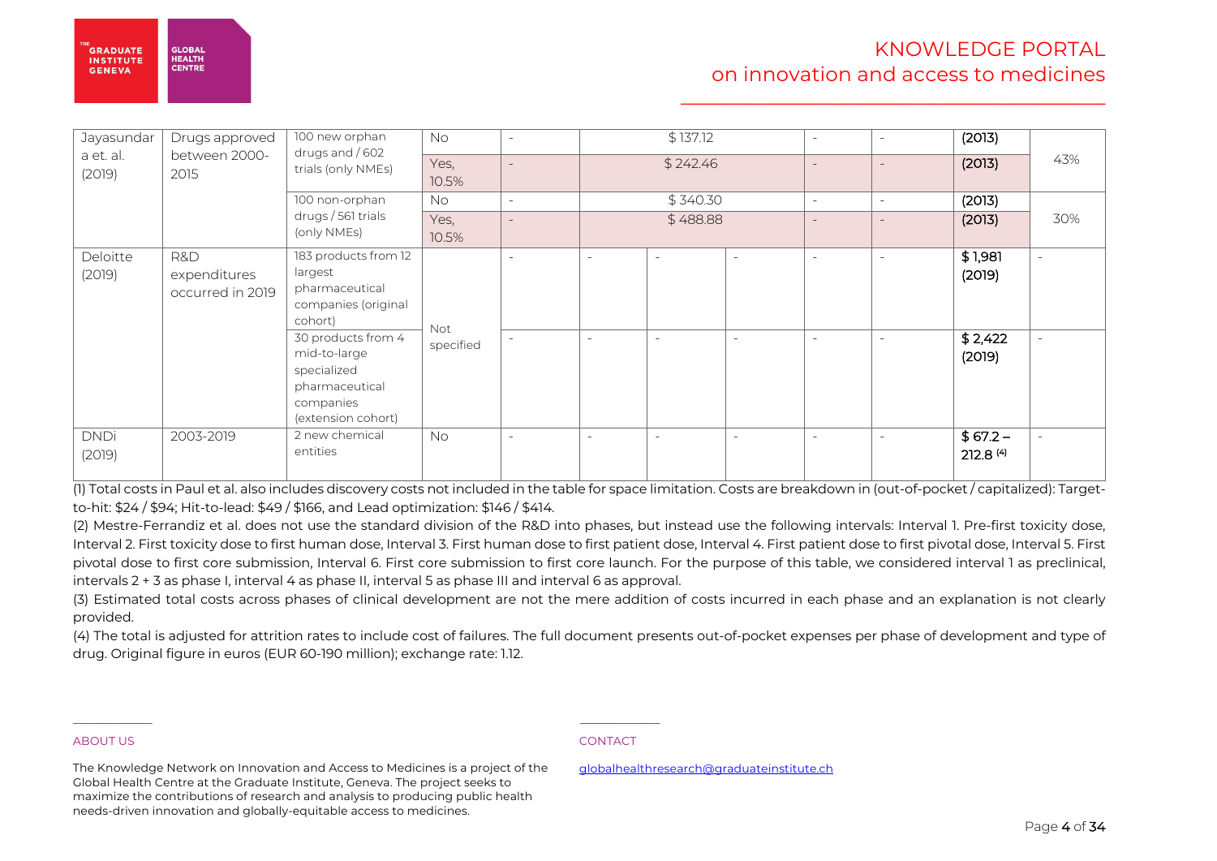| | | | | | | | | | | | |
|---|---|---|---|---|---|---|---|---|---|---|---|
| Jayasundara et. al. (2019) | Drugs approved between 2000-2015 | 100 new orphan drugs and / 602 trials (only NMEs) | No | - | $ 137.12 | | | - | - | (2013) | 43% |
| | | | Yes, 10.5% | - | $ 242.46 | | | - | - | (2013) | |
| | | 100 non-orphan drugs / 561 trials (only NMEs) | No | - | $ 340.30 | | | - | - | (2013) | 30% |
| | | | Yes, 10.5% | - | $ 488.88 | | | - | - | (2013) | |
| Deloitte (2019) | R&D expenditures occurred in 2019 | 183 products from 12 largest pharmaceutical companies (original cohort) | Not specified | - | - | - | - | - | - | **$ 1,981 (2019)** | - |
| | | 30 products from 4 mid-to-large specialized pharmaceutical companies (extension cohort) | | - | - | - | - | - | - | **$ 2,422 (2019)** | - |
| DNDi (2019) | 2003-2019 | 2 new chemical entities | No | - | - | - | - | - | - | **$ 67.2 – 212.8** [(4)] | - |

(1) Total costs in Paul et al. also includes discovery costs not included in the table for space limitation. Costs are breakdown in (out-of-pocket / capitalized): Target-to-hit: $24 / $94; Hit-to-lead: $49 / $166, and Lead optimization: $146 / $414.

(2) Mestre-Ferrandiz et al. does not use the standard division of the R&D into phases, but instead use the following intervals: Interval 1. Pre-first toxicity dose, Interval 2. First toxicity dose to first human dose, Interval 3. First human dose to first patient dose, Interval 4. First patient dose to first pivotal dose, Interval 5. First pivotal dose to first core submission, Interval 6. First core submission to first core launch. For the purpose of this table, we considered interval 1 as preclinical, intervals 2 + 3 as phase I, interval 4 as phase II, interval 5 as phase III and interval 6 as approval.

(3) Estimated total costs across phases of clinical development are not the mere addition of costs incurred in each phase and an explanation is not clearly provided.

(4) The total is adjusted for attrition rates to include cost of failures. The full document presents out-of-pocket expenses per phase of development and type of drug. Original figure in euros (EUR 60-190 million); exchange rate: 1.12.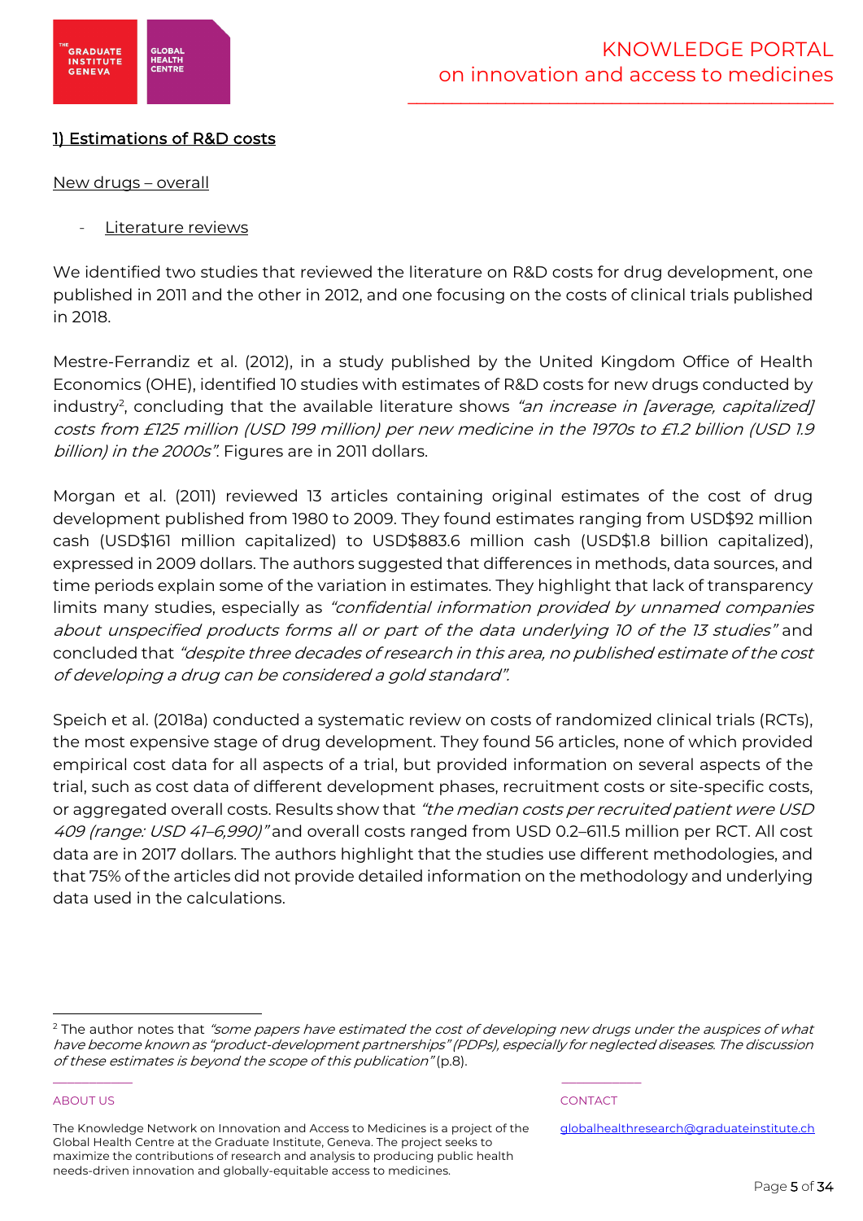## 1) Estimations of R&D costs

### New drugs – overall

- Literature reviews

We identified two studies that reviewed the literature on R&D costs for drug development, one published in 2011 and the other in 2012, and one focusing on the costs of clinical trials published in 2018.

Mestre-Ferrandiz et al. (2012), in a study published by the United Kingdom Office of Health Economics (OHE), identified 10 studies with estimates of R&D costs for new drugs conducted by industry[2], concluding that the available literature shows *"an increase in [average, capitalized] costs from £125 million (USD 199 million) per new medicine in the 1970s to £1.2 billion (USD 1.9 billion) in the 2000s"*. Figures are in 2011 dollars.

Morgan et al. (2011) reviewed 13 articles containing original estimates of the cost of drug development published from 1980 to 2009. They found estimates ranging from USD$92 million cash (USD$161 million capitalized) to USD$883.6 million cash (USD$1.8 billion capitalized), expressed in 2009 dollars. The authors suggested that differences in methods, data sources, and time periods explain some of the variation in estimates. They highlight that lack of transparency limits many studies, especially as *"confidential information provided by unnamed companies about unspecified products forms all or part of the data underlying 10 of the 13 studies"* and concluded that *"despite three decades of research in this area, no published estimate of the cost of developing a drug can be considered a gold standard"*.

Speich et al. (2018a) conducted a systematic review on costs of randomized clinical trials (RCTs), the most expensive stage of drug development. They found 56 articles, none of which provided empirical cost data for all aspects of a trial, but provided information on several aspects of the trial, such as cost data of different development phases, recruitment costs or site-specific costs, or aggregated overall costs. Results show that *"the median costs per recruited patient were USD 409 (range: USD 41–6,990)"* and overall costs ranged from USD 0.2–611.5 million per RCT. All cost data are in 2017 dollars. The authors highlight that the studies use different methodologies, and that 75% of the articles did not provide detailed information on the methodology and underlying data used in the calculations.

---

[2] The author notes that *"some papers have estimated the cost of developing new drugs under the auspices of what have become known as "product-development partnerships" (PDPs), especially for neglected diseases. The discussion of these estimates is beyond the scope of this publication"* (p.8).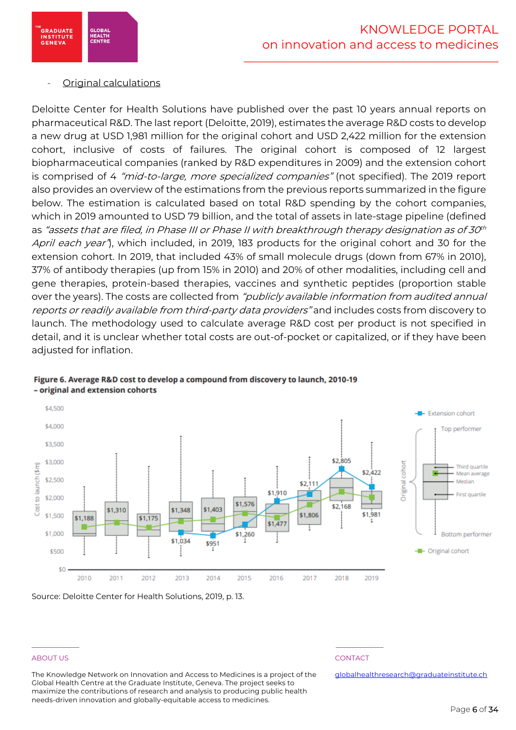- Original calculations

Deloitte Center for Health Solutions have published over the past 10 years annual reports on pharmaceutical R&D. The last report (Deloitte, 2019), estimates the average R&D costs to develop a new drug at USD 1,981 million for the original cohort and USD 2,422 million for the extension cohort, inclusive of costs of failures. The original cohort is composed of 12 largest biopharmaceutical companies (ranked by R&D expenditures in 2009) and the extension cohort is comprised of 4 *"mid-to-large, more specialized companies"* (not specified). The 2019 report also provides an overview of the estimations from the previous reports summarized in the figure below. The estimation is calculated based on total R&D spending by the cohort companies, which in 2019 amounted to USD 79 billion, and the total of assets in late-stage pipeline (defined as *"assets that are filed, in Phase III or Phase II with breakthrough therapy designation as of 30th April each year"*), which included, in 2019, 183 products for the original cohort and 30 for the extension cohort. In 2019, that included 43% of small molecule drugs (down from 67% in 2010), 37% of antibody therapies (up from 15% in 2010) and 20% of other modalities, including cell and gene therapies, protein-based therapies, vaccines and synthetic peptides (proportion stable over the years). The costs are collected from *"publicly available information from audited annual reports or readily available from third-party data providers"* and includes costs from discovery to launch. The methodology used to calculate average R&D cost per product is not specified in detail, and it is unclear whether total costs are out-of-pocket or capitalized, or if they have been adjusted for inflation.

**Figure 6. Average R&D cost to develop a compound from discovery to launch, 2010-19 – original and extension cohorts**

| Year | Original cohort ($m) | Extension cohort ($m) |
|---|---|---|
| 2010 | $1,188 | |
| 2011 | $1,310 | |
| 2012 | $1,175 | |
| 2013 | $1,348 | $1,034 |
| 2014 | $1,403 | $951 |
| 2015 | $1,576 | $1,260 |
| 2016 | $1,477 | $1,910 |
| 2017 | $1,806 | $2,111 |
| 2018 | $2,168 | $2,805 |
| 2019 | $1,981 | $2,422 |

Source: Deloitte Center for Health Solutions, 2019, p. 13.

ABOUT US

The Knowledge Network on Innovation and Access to Medicines is a project of the Global Health Centre at the Graduate Institute, Geneva. The project seeks to maximize the contributions of research and analysis to producing public health needs-driven innovation and globally-equitable access to medicines.

CONTACT

globalhealthresearch@graduateinstitute.ch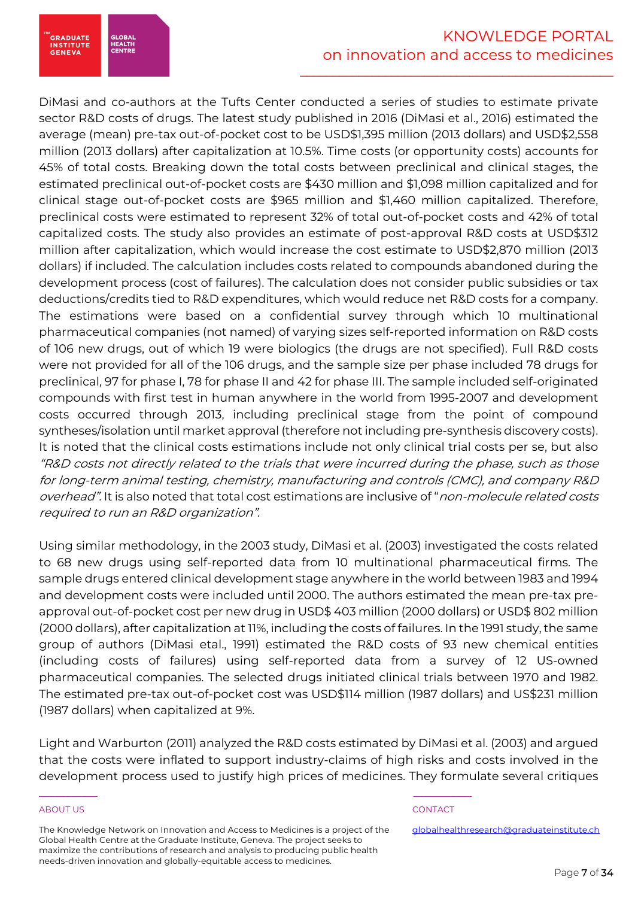DiMasi and co-authors at the Tufts Center conducted a series of studies to estimate private sector R&D costs of drugs. The latest study published in 2016 (DiMasi et al., 2016) estimated the average (mean) pre-tax out-of-pocket cost to be USD$1,395 million (2013 dollars) and USD$2,558 million (2013 dollars) after capitalization at 10.5%. Time costs (or opportunity costs) accounts for 45% of total costs. Breaking down the total costs between preclinical and clinical stages, the estimated preclinical out-of-pocket costs are $430 million and $1,098 million capitalized and for clinical stage out-of-pocket costs are $965 million and $1,460 million capitalized. Therefore, preclinical costs were estimated to represent 32% of total out-of-pocket costs and 42% of total capitalized costs. The study also provides an estimate of post-approval R&D costs at USD$312 million after capitalization, which would increase the cost estimate to USD$2,870 million (2013 dollars) if included. The calculation includes costs related to compounds abandoned during the development process (cost of failures). The calculation does not consider public subsidies or tax deductions/credits tied to R&D expenditures, which would reduce net R&D costs for a company. The estimations were based on a confidential survey through which 10 multinational pharmaceutical companies (not named) of varying sizes self-reported information on R&D costs of 106 new drugs, out of which 19 were biologics (the drugs are not specified). Full R&D costs were not provided for all of the 106 drugs, and the sample size per phase included 78 drugs for preclinical, 97 for phase I, 78 for phase II and 42 for phase III. The sample included self-originated compounds with first test in human anywhere in the world from 1995-2007 and development costs occurred through 2013, including preclinical stage from the point of compound syntheses/isolation until market approval (therefore not including pre-synthesis discovery costs). It is noted that the clinical costs estimations include not only clinical trial costs per se, but also *"R&D costs not directly related to the trials that were incurred during the phase, such as those for long-term animal testing, chemistry, manufacturing and controls (CMC), and company R&D overhead"*. It is also noted that total cost estimations are inclusive of "*non-molecule related costs required to run an R&D organization"*.

Using similar methodology, in the 2003 study, DiMasi et al. (2003) investigated the costs related to 68 new drugs using self-reported data from 10 multinational pharmaceutical firms. The sample drugs entered clinical development stage anywhere in the world between 1983 and 1994 and development costs were included until 2000. The authors estimated the mean pre-tax pre-approval out-of-pocket cost per new drug in USD$ 403 million (2000 dollars) or USD$ 802 million (2000 dollars), after capitalization at 11%, including the costs of failures. In the 1991 study, the same group of authors (DiMasi etal., 1991) estimated the R&D costs of 93 new chemical entities (including costs of failures) using self-reported data from a survey of 12 US-owned pharmaceutical companies. The selected drugs initiated clinical trials between 1970 and 1982. The estimated pre-tax out-of-pocket cost was USD$114 million (1987 dollars) and US$231 million (1987 dollars) when capitalized at 9%.

Light and Warburton (2011) analyzed the R&D costs estimated by DiMasi et al. (2003) and argued that the costs were inflated to support industry-claims of high risks and costs involved in the development process used to justify high prices of medicines. They formulate several critiques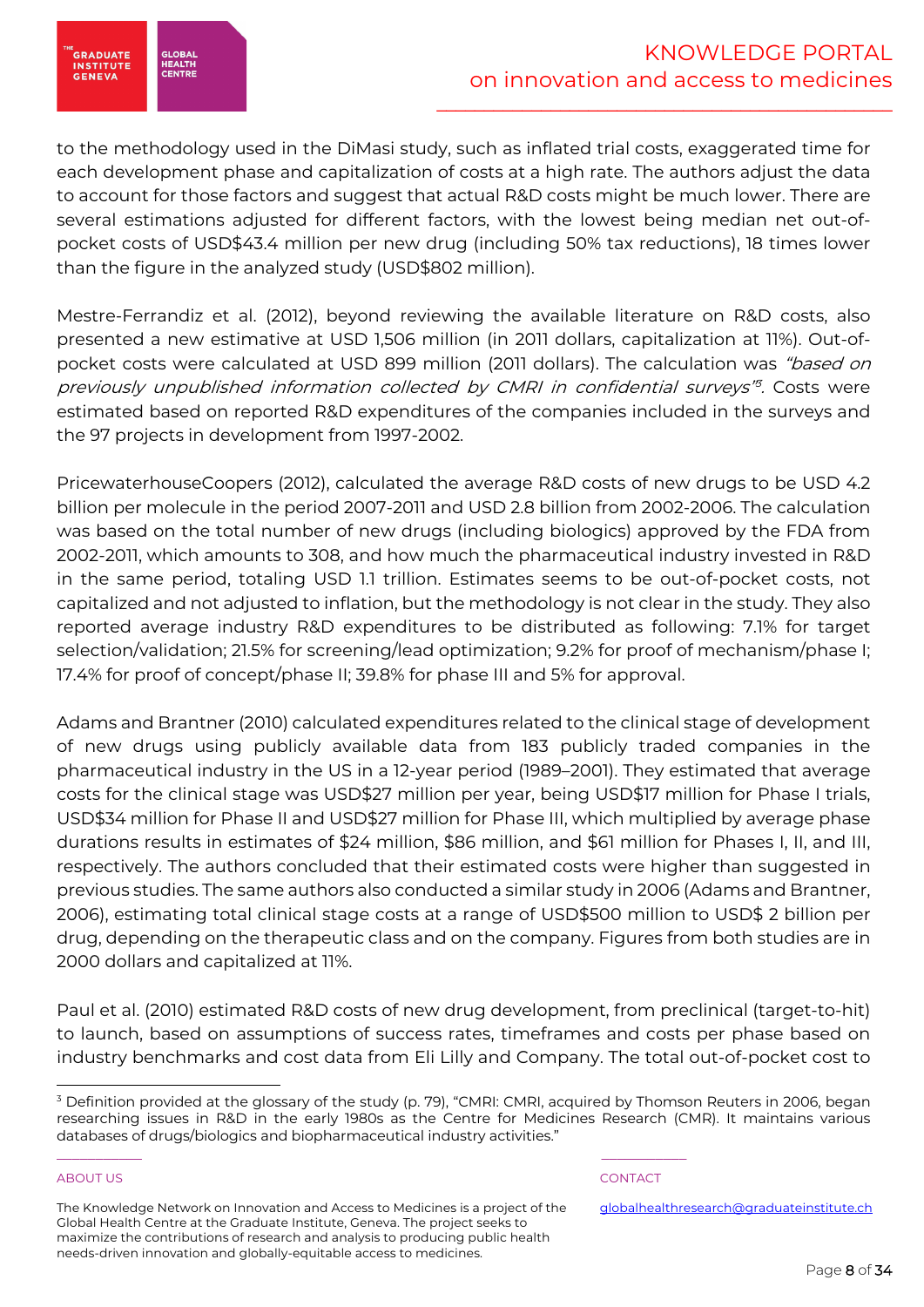to the methodology used in the DiMasi study, such as inflated trial costs, exaggerated time for each development phase and capitalization of costs at a high rate. The authors adjust the data to account for those factors and suggest that actual R&D costs might be much lower. There are several estimations adjusted for different factors, with the lowest being median net out-of-pocket costs of USD$43.4 million per new drug (including 50% tax reductions), 18 times lower than the figure in the analyzed study (USD$802 million).

Mestre-Ferrandiz et al. (2012), beyond reviewing the available literature on R&D costs, also presented a new estimative at USD 1,506 million (in 2011 dollars, capitalization at 11%). Out-of-pocket costs were calculated at USD 899 million (2011 dollars). The calculation was *"based on previously unpublished information collected by CMRI in confidential surveys"*[3]. Costs were estimated based on reported R&D expenditures of the companies included in the surveys and the 97 projects in development from 1997-2002.

PricewaterhouseCoopers (2012), calculated the average R&D costs of new drugs to be USD 4.2 billion per molecule in the period 2007-2011 and USD 2.8 billion from 2002-2006. The calculation was based on the total number of new drugs (including biologics) approved by the FDA from 2002-2011, which amounts to 308, and how much the pharmaceutical industry invested in R&D in the same period, totaling USD 1.1 trillion. Estimates seems to be out-of-pocket costs, not capitalized and not adjusted to inflation, but the methodology is not clear in the study. They also reported average industry R&D expenditures to be distributed as following: 7.1% for target selection/validation; 21.5% for screening/lead optimization; 9.2% for proof of mechanism/phase I; 17.4% for proof of concept/phase II; 39.8% for phase III and 5% for approval.

Adams and Brantner (2010) calculated expenditures related to the clinical stage of development of new drugs using publicly available data from 183 publicly traded companies in the pharmaceutical industry in the US in a 12-year period (1989–2001). They estimated that average costs for the clinical stage was USD$27 million per year, being USD$17 million for Phase I trials, USD$34 million for Phase II and USD$27 million for Phase III, which multiplied by average phase durations results in estimates of $24 million, $86 million, and $61 million for Phases I, II, and III, respectively. The authors concluded that their estimated costs were higher than suggested in previous studies. The same authors also conducted a similar study in 2006 (Adams and Brantner, 2006), estimating total clinical stage costs at a range of USD$500 million to USD$ 2 billion per drug, depending on the therapeutic class and on the company. Figures from both studies are in 2000 dollars and capitalized at 11%.

Paul et al. (2010) estimated R&D costs of new drug development, from preclinical (target-to-hit) to launch, based on assumptions of success rates, timeframes and costs per phase based on industry benchmarks and cost data from Eli Lilly and Company. The total out-of-pocket cost to

---

[3] Definition provided at the glossary of the study (p. 79), "CMRI: CMRI, acquired by Thomson Reuters in 2006, began researching issues in R&D in the early 1980s as the Centre for Medicines Research (CMR). It maintains various databases of drugs/biologics and biopharmaceutical industry activities."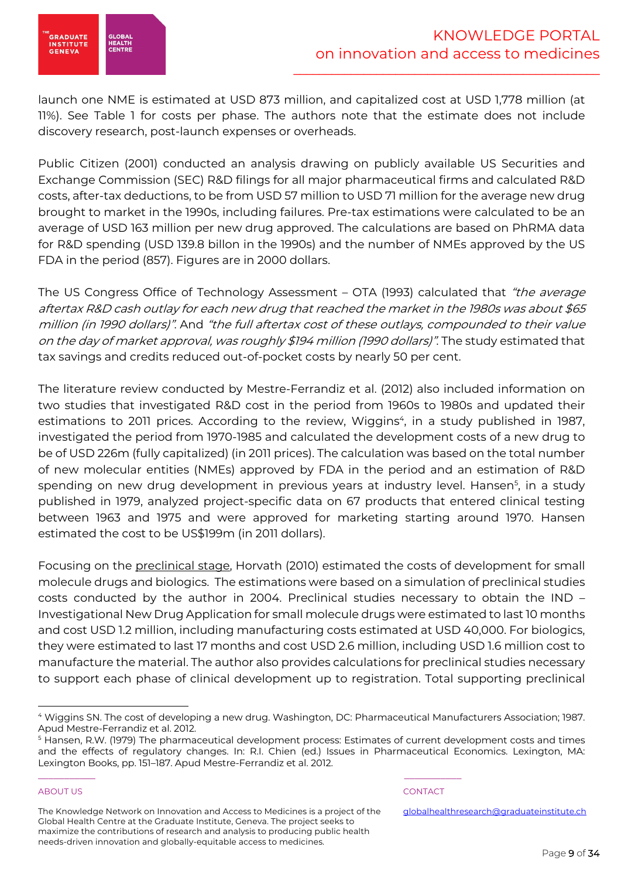launch one NME is estimated at USD 873 million, and capitalized cost at USD 1,778 million (at 11%). See Table 1 for costs per phase. The authors note that the estimate does not include discovery research, post-launch expenses or overheads.

Public Citizen (2001) conducted an analysis drawing on publicly available US Securities and Exchange Commission (SEC) R&D filings for all major pharmaceutical firms and calculated R&D costs, after-tax deductions, to be from USD 57 million to USD 71 million for the average new drug brought to market in the 1990s, including failures. Pre-tax estimations were calculated to be an average of USD 163 million per new drug approved. The calculations are based on PhRMA data for R&D spending (USD 139.8 billon in the 1990s) and the number of NMEs approved by the US FDA in the period (857). Figures are in 2000 dollars.

The US Congress Office of Technology Assessment – OTA (1993) calculated that *"the average aftertax R&D cash outlay for each new drug that reached the market in the 1980s was about $65 million (in 1990 dollars)"*. And *"the full aftertax cost of these outlays, compounded to their value on the day of market approval, was roughly $194 million (1990 dollars)"*. The study estimated that tax savings and credits reduced out-of-pocket costs by nearly 50 per cent.

The literature review conducted by Mestre-Ferrandiz et al. (2012) also included information on two studies that investigated R&D cost in the period from 1960s to 1980s and updated their estimations to 2011 prices. According to the review, Wiggins[4], in a study published in 1987, investigated the period from 1970-1985 and calculated the development costs of a new drug to be of USD 226m (fully capitalized) (in 2011 prices). The calculation was based on the total number of new molecular entities (NMEs) approved by FDA in the period and an estimation of R&D spending on new drug development in previous years at industry level. Hansen[5], in a study published in 1979, analyzed project-specific data on 67 products that entered clinical testing between 1963 and 1975 and were approved for marketing starting around 1970. Hansen estimated the cost to be US$199m (in 2011 dollars).

Focusing on the preclinical stage, Horvath (2010) estimated the costs of development for small molecule drugs and biologics. The estimations were based on a simulation of preclinical studies costs conducted by the author in 2004. Preclinical studies necessary to obtain the IND – Investigational New Drug Application for small molecule drugs were estimated to last 10 months and cost USD 1.2 million, including manufacturing costs estimated at USD 40,000. For biologics, they were estimated to last 17 months and cost USD 2.6 million, including USD 1.6 million cost to manufacture the material. The author also provides calculations for preclinical studies necessary to support each phase of clinical development up to registration. Total supporting preclinical

---

[4] Wiggins SN. The cost of developing a new drug. Washington, DC: Pharmaceutical Manufacturers Association; 1987. Apud Mestre-Ferrandiz et al. 2012.

[5] Hansen, R.W. (1979) The pharmaceutical development process: Estimates of current development costs and times and the effects of regulatory changes. In: R.I. Chien (ed.) Issues in Pharmaceutical Economics. Lexington, MA: Lexington Books, pp. 151–187. Apud Mestre-Ferrandiz et al. 2012.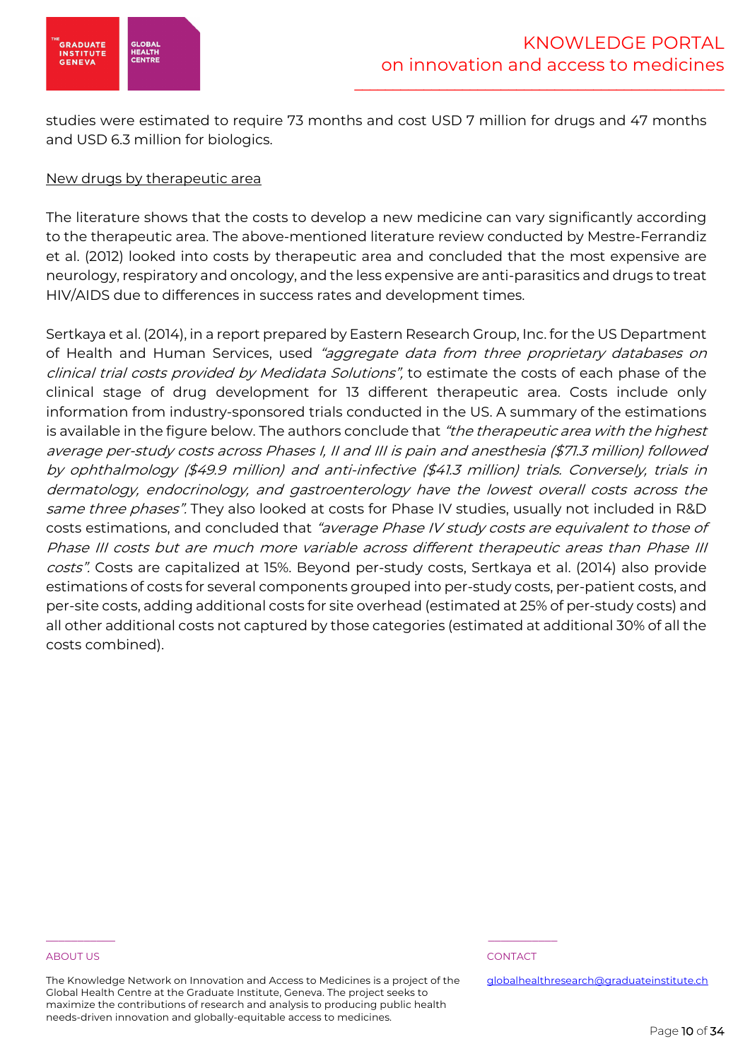studies were estimated to require 73 months and cost USD 7 million for drugs and 47 months and USD 6.3 million for biologics.

New drugs by therapeutic area

The literature shows that the costs to develop a new medicine can vary significantly according to the therapeutic area. The above-mentioned literature review conducted by Mestre-Ferrandiz et al. (2012) looked into costs by therapeutic area and concluded that the most expensive are neurology, respiratory and oncology, and the less expensive are anti-parasitics and drugs to treat HIV/AIDS due to differences in success rates and development times.

Sertkaya et al. (2014), in a report prepared by Eastern Research Group, Inc. for the US Department of Health and Human Services, used *"aggregate data from three proprietary databases on clinical trial costs provided by Medidata Solutions",* to estimate the costs of each phase of the clinical stage of drug development for 13 different therapeutic area. Costs include only information from industry-sponsored trials conducted in the US. A summary of the estimations is available in the figure below. The authors conclude that *"the therapeutic area with the highest average per-study costs across Phases I, II and III is pain and anesthesia ($71.3 million) followed by ophthalmology ($49.9 million) and anti-infective ($41.3 million) trials. Conversely, trials in dermatology, endocrinology, and gastroenterology have the lowest overall costs across the same three phases".* They also looked at costs for Phase IV studies, usually not included in R&D costs estimations, and concluded that *"average Phase IV study costs are equivalent to those of Phase III costs but are much more variable across different therapeutic areas than Phase III costs".* Costs are capitalized at 15%. Beyond per-study costs, Sertkaya et al. (2014) also provide estimations of costs for several components grouped into per-study costs, per-patient costs, and per-site costs, adding additional costs for site overhead (estimated at 25% of per-study costs) and all other additional costs not captured by those categories (estimated at additional 30% of all the costs combined).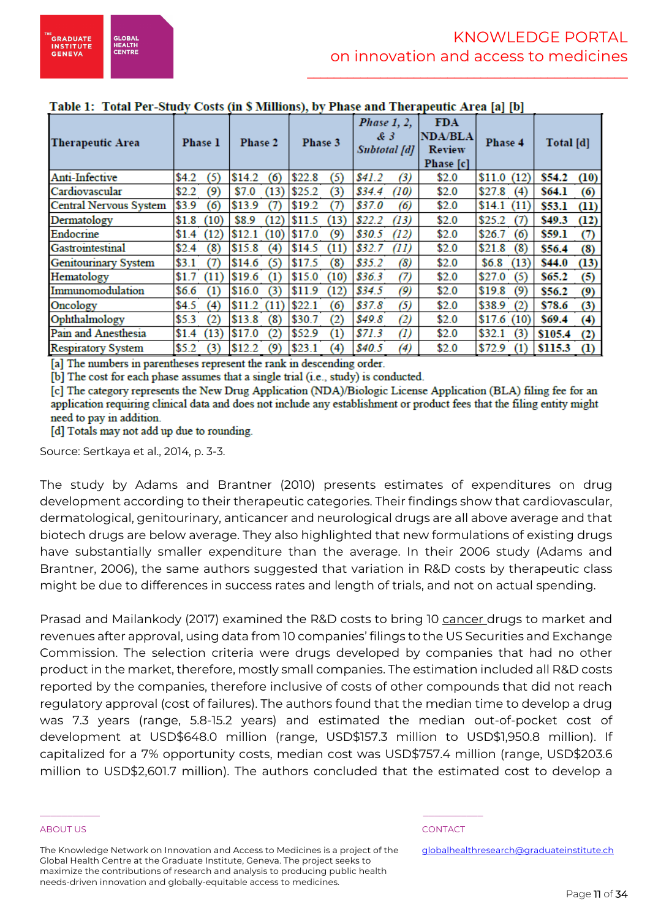**Table 1: Total Per-Study Costs (in $ Millions), by Phase and Therapeutic Area [a] [b]**

| Therapeutic Area | Phase 1 | Phase 2 | Phase 3 | *Phase 1, 2, & 3 Subtotal [d]* | FDA NDA/BLA Review Phase [c] | Phase 4 | Total [d] |
|---|---|---|---|---|---|---|---|
| Anti-Infective | $4.2 (5) | $14.2 (6) | $22.8 (5) | *$41.2 (3)* | $2.0 | $11.0 (12) | **$54.2 (10)** |
| Cardiovascular | $2.2 (9) | $7.0 (13) | $25.2 (3) | *$34.4 (10)* | $2.0 | $27.8 (4) | **$64.1 (6)** |
| Central Nervous System | $3.9 (6) | $13.9 (7) | $19.2 (7) | *$37.0 (6)* | $2.0 | $14.1 (11) | **$53.1 (11)** |
| Dermatology | $1.8 (10) | $8.9 (12) | $11.5 (13) | *$22.2 (13)* | $2.0 | $25.2 (7) | **$49.3 (12)** |
| Endocrine | $1.4 (12) | $12.1 (10) | $17.0 (9) | *$30.5 (12)* | $2.0 | $26.7 (6) | **$59.1 (7)** |
| Gastrointestinal | $2.4 (8) | $15.8 (4) | $14.5 (11) | *$32.7 (11)* | $2.0 | $21.8 (8) | **$56.4 (8)** |
| Genitourinary System | $3.1 (7) | $14.6 (5) | $17.5 (8) | *$35.2 (8)* | $2.0 | $6.8 (13) | **$44.0 (13)** |
| Hematology | $1.7 (11) | $19.6 (1) | $15.0 (10) | *$36.3 (7)* | $2.0 | $27.0 (5) | **$65.2 (5)** |
| Immunomodulation | $6.6 (1) | $16.0 (3) | $11.9 (12) | *$34.5 (9)* | $2.0 | $19.8 (9) | **$56.2 (9)** |
| Oncology | $4.5 (4) | $11.2 (11) | $22.1 (6) | *$37.8 (5)* | $2.0 | $38.9 (2) | **$78.6 (3)** |
| Ophthalmology | $5.3 (2) | $13.8 (8) | $30.7 (2) | *$49.8 (2)* | $2.0 | $17.6 (10) | **$69.4 (4)** |
| Pain and Anesthesia | $1.4 (13) | $17.0 (2) | $52.9 (1) | *$71.3 (1)* | $2.0 | $32.1 (3) | **$105.4 (2)** |
| Respiratory System | $5.2 (3) | $12.2 (9) | $23.1 (4) | *$40.5 (4)* | $2.0 | $72.9 (1) | **$115.3 (1)** |

[a] The numbers in parentheses represent the rank in descending order.
[b] The cost for each phase assumes that a single trial (i.e., study) is conducted.
[c] The category represents the New Drug Application (NDA)/Biologic License Application (BLA) filing fee for an application requiring clinical data and does not include any establishment or product fees that the filing entity might need to pay in addition.
[d] Totals may not add up due to rounding.

Source: Sertkaya et al., 2014, p. 3-3.

The study by Adams and Brantner (2010) presents estimates of expenditures on drug development according to their therapeutic categories. Their findings show that cardiovascular, dermatological, genitourinary, anticancer and neurological drugs are all above average and that biotech drugs are below average. They also highlighted that new formulations of existing drugs have substantially smaller expenditure than the average. In their 2006 study (Adams and Brantner, 2006), the same authors suggested that variation in R&D costs by therapeutic class might be due to differences in success rates and length of trials, and not on actual spending.

Prasad and Mailankody (2017) examined the R&D costs to bring 10 cancer drugs to market and revenues after approval, using data from 10 companies' filings to the US Securities and Exchange Commission. The selection criteria were drugs developed by companies that had no other product in the market, therefore, mostly small companies. The estimation included all R&D costs reported by the companies, therefore inclusive of costs of other compounds that did not reach regulatory approval (cost of failures). The authors found that the median time to develop a drug was 7.3 years (range, 5.8-15.2 years) and estimated the median out-of-pocket cost of development at USD$648.0 million (range, USD$157.3 million to USD$1,950.8 million). If capitalized for a 7% opportunity costs, median cost was USD$757.4 million (range, USD$203.6 million to USD$2,601.7 million). The authors concluded that the estimated cost to develop a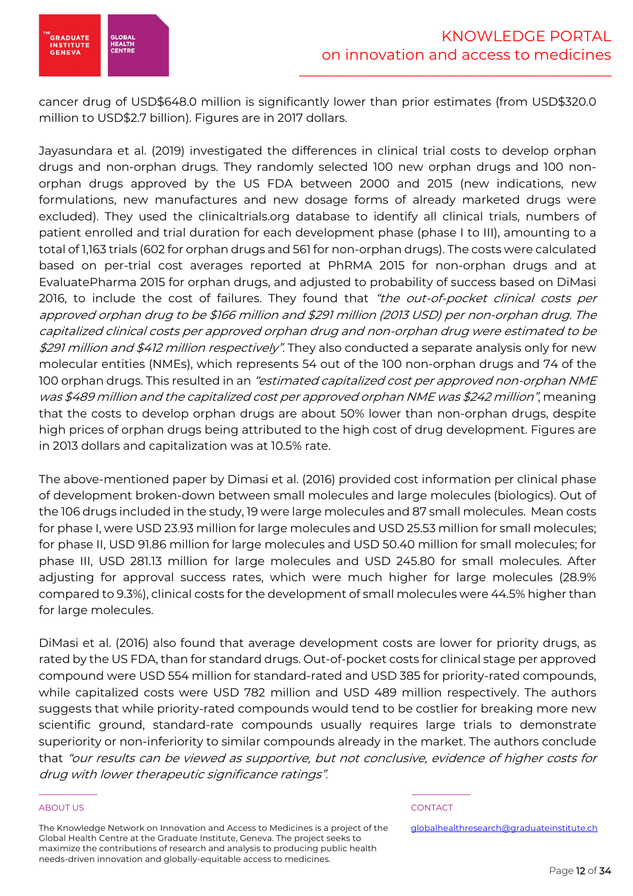cancer drug of USD$648.0 million is significantly lower than prior estimates (from USD$320.0 million to USD$2.7 billion). Figures are in 2017 dollars.

Jayasundara et al. (2019) investigated the differences in clinical trial costs to develop orphan drugs and non-orphan drugs. They randomly selected 100 new orphan drugs and 100 non-orphan drugs approved by the US FDA between 2000 and 2015 (new indications, new formulations, new manufactures and new dosage forms of already marketed drugs were excluded). They used the clinicaltrials.org database to identify all clinical trials, numbers of patient enrolled and trial duration for each development phase (phase I to III), amounting to a total of 1,163 trials (602 for orphan drugs and 561 for non-orphan drugs). The costs were calculated based on per-trial cost averages reported at PhRMA 2015 for non-orphan drugs and at EvaluatePharma 2015 for orphan drugs, and adjusted to probability of success based on DiMasi 2016, to include the cost of failures. They found that *"the out-of-pocket clinical costs per approved orphan drug to be $166 million and $291 million (2013 USD) per non-orphan drug. The capitalized clinical costs per approved orphan drug and non-orphan drug were estimated to be $291 million and $412 million respectively"*. They also conducted a separate analysis only for new molecular entities (NMEs), which represents 54 out of the 100 non-orphan drugs and 74 of the 100 orphan drugs. This resulted in an *"estimated capitalized cost per approved non-orphan NME was $489 million and the capitalized cost per approved orphan NME was $242 million"*, meaning that the costs to develop orphan drugs are about 50% lower than non-orphan drugs, despite high prices of orphan drugs being attributed to the high cost of drug development. Figures are in 2013 dollars and capitalization was at 10.5% rate.

The above-mentioned paper by Dimasi et al. (2016) provided cost information per clinical phase of development broken-down between small molecules and large molecules (biologics). Out of the 106 drugs included in the study, 19 were large molecules and 87 small molecules. Mean costs for phase I, were USD 23.93 million for large molecules and USD 25.53 million for small molecules; for phase II, USD 91.86 million for large molecules and USD 50.40 million for small molecules; for phase III, USD 281.13 million for large molecules and USD 245.80 for small molecules. After adjusting for approval success rates, which were much higher for large molecules (28.9% compared to 9.3%), clinical costs for the development of small molecules were 44.5% higher than for large molecules.

DiMasi et al. (2016) also found that average development costs are lower for priority drugs, as rated by the US FDA, than for standard drugs. Out-of-pocket costs for clinical stage per approved compound were USD 554 million for standard-rated and USD 385 for priority-rated compounds, while capitalized costs were USD 782 million and USD 489 million respectively. The authors suggests that while priority-rated compounds would tend to be costlier for breaking more new scientific ground, standard-rate compounds usually requires large trials to demonstrate superiority or non-inferiority to similar compounds already in the market. The authors conclude that *"our results can be viewed as supportive, but not conclusive, evidence of higher costs for drug with lower therapeutic significance ratings"*.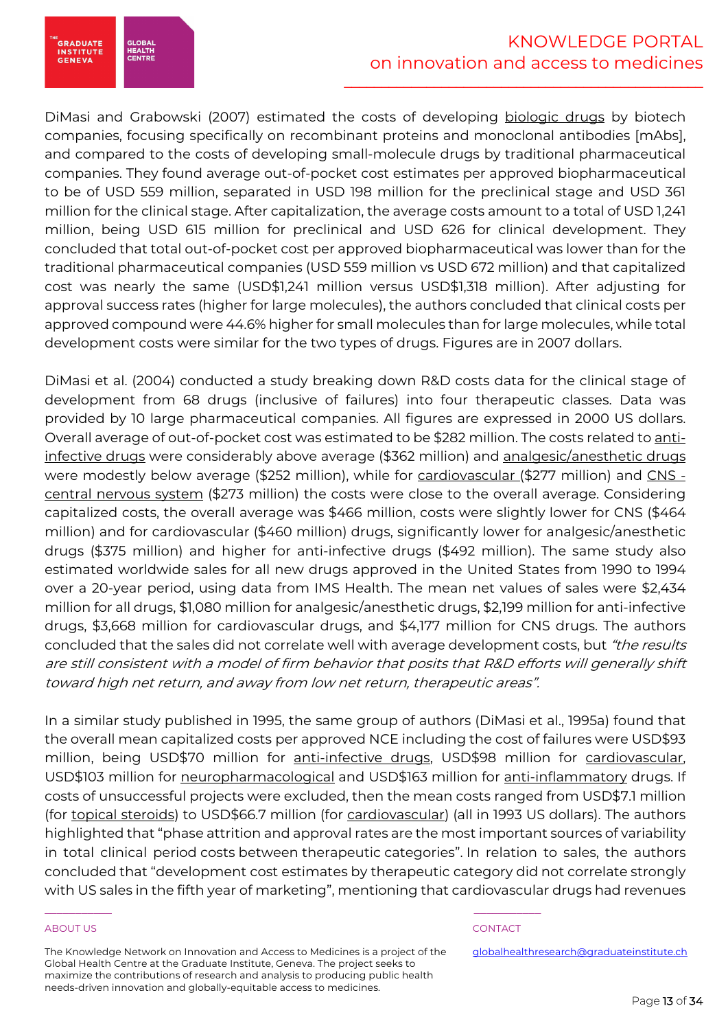DiMasi and Grabowski (2007) estimated the costs of developing biologic drugs by biotech companies, focusing specifically on recombinant proteins and monoclonal antibodies [mAbs], and compared to the costs of developing small-molecule drugs by traditional pharmaceutical companies. They found average out-of-pocket cost estimates per approved biopharmaceutical to be of USD 559 million, separated in USD 198 million for the preclinical stage and USD 361 million for the clinical stage. After capitalization, the average costs amount to a total of USD 1,241 million, being USD 615 million for preclinical and USD 626 for clinical development. They concluded that total out-of-pocket cost per approved biopharmaceutical was lower than for the traditional pharmaceutical companies (USD 559 million vs USD 672 million) and that capitalized cost was nearly the same (USD$1,241 million versus USD$1,318 million). After adjusting for approval success rates (higher for large molecules), the authors concluded that clinical costs per approved compound were 44.6% higher for small molecules than for large molecules, while total development costs were similar for the two types of drugs. Figures are in 2007 dollars.

DiMasi et al. (2004) conducted a study breaking down R&D costs data for the clinical stage of development from 68 drugs (inclusive of failures) into four therapeutic classes. Data was provided by 10 large pharmaceutical companies. All figures are expressed in 2000 US dollars. Overall average of out-of-pocket cost was estimated to be $282 million. The costs related to anti-infective drugs were considerably above average ($362 million) and analgesic/anesthetic drugs were modestly below average ($252 million), while for cardiovascular ($277 million) and CNS - central nervous system ($273 million) the costs were close to the overall average. Considering capitalized costs, the overall average was $466 million, costs were slightly lower for CNS ($464 million) and for cardiovascular ($460 million) drugs, significantly lower for analgesic/anesthetic drugs ($375 million) and higher for anti-infective drugs ($492 million). The same study also estimated worldwide sales for all new drugs approved in the United States from 1990 to 1994 over a 20-year period, using data from IMS Health. The mean net values of sales were $2,434 million for all drugs, $1,080 million for analgesic/anesthetic drugs, $2,199 million for anti-infective drugs, $3,668 million for cardiovascular drugs, and $4,177 million for CNS drugs. The authors concluded that the sales did not correlate well with average development costs, but *"the results are still consistent with a model of firm behavior that posits that R&D efforts will generally shift toward high net return, and away from low net return, therapeutic areas".*

In a similar study published in 1995, the same group of authors (DiMasi et al., 1995a) found that the overall mean capitalized costs per approved NCE including the cost of failures were USD$93 million, being USD$70 million for anti-infective drugs, USD$98 million for cardiovascular, USD$103 million for neuropharmacological and USD$163 million for anti-inflammatory drugs. If costs of unsuccessful projects were excluded, then the mean costs ranged from USD$7.1 million (for topical steroids) to USD$66.7 million (for cardiovascular) (all in 1993 US dollars). The authors highlighted that "phase attrition and approval rates are the most important sources of variability in total clinical period costs between therapeutic categories". In relation to sales, the authors concluded that "development cost estimates by therapeutic category did not correlate strongly with US sales in the fifth year of marketing", mentioning that cardiovascular drugs had revenues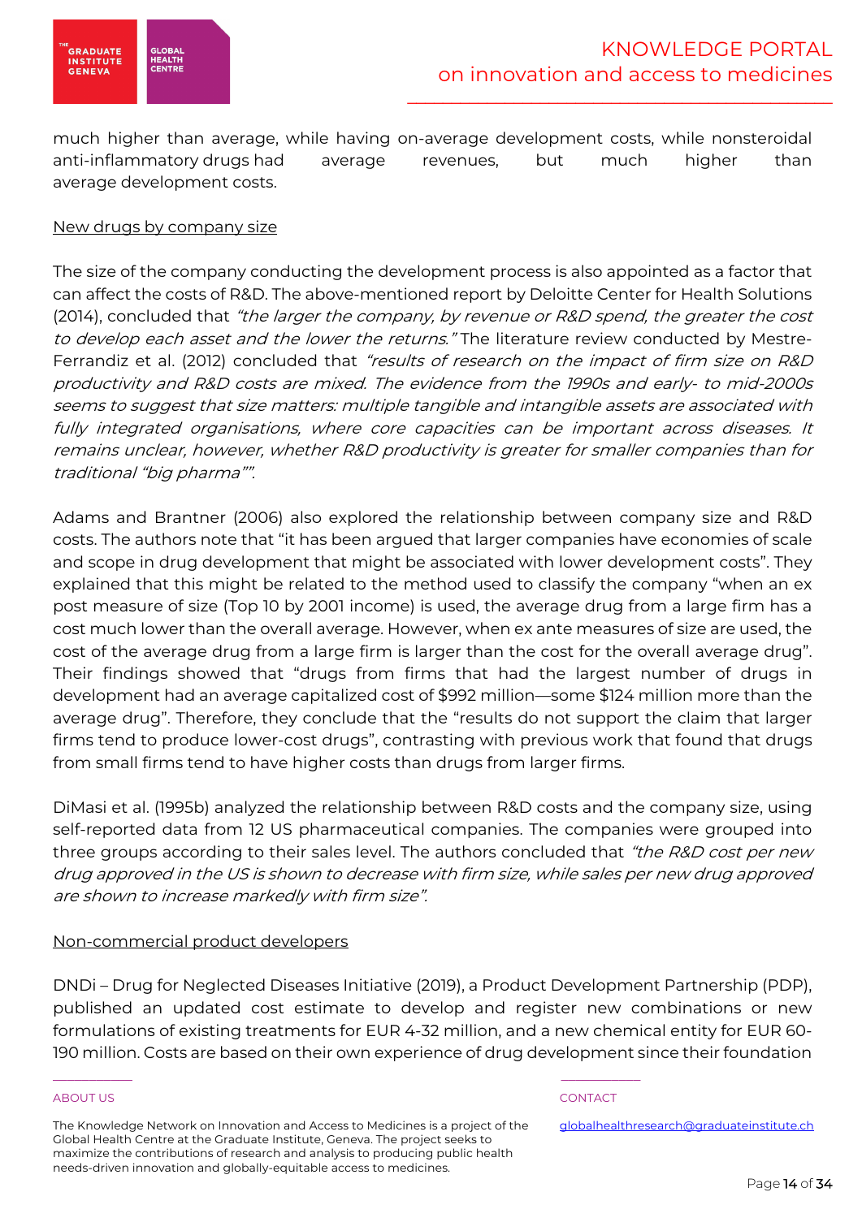much higher than average, while having on-average development costs, while nonsteroidal anti-inflammatory drugs had average revenues, but much higher than average development costs.

New drugs by company size

The size of the company conducting the development process is also appointed as a factor that can affect the costs of R&D. The above-mentioned report by Deloitte Center for Health Solutions (2014), concluded that *"the larger the company, by revenue or R&D spend, the greater the cost to develop each asset and the lower the returns."* The literature review conducted by Mestre-Ferrandiz et al. (2012) concluded that *"results of research on the impact of firm size on R&D productivity and R&D costs are mixed. The evidence from the 1990s and early- to mid-2000s seems to suggest that size matters: multiple tangible and intangible assets are associated with fully integrated organisations, where core capacities can be important across diseases. It remains unclear, however, whether R&D productivity is greater for smaller companies than for traditional "big pharma"".*

Adams and Brantner (2006) also explored the relationship between company size and R&D costs. The authors note that "it has been argued that larger companies have economies of scale and scope in drug development that might be associated with lower development costs". They explained that this might be related to the method used to classify the company "when an ex post measure of size (Top 10 by 2001 income) is used, the average drug from a large firm has a cost much lower than the overall average. However, when ex ante measures of size are used, the cost of the average drug from a large firm is larger than the cost for the overall average drug". Their findings showed that "drugs from firms that had the largest number of drugs in development had an average capitalized cost of $992 million—some $124 million more than the average drug". Therefore, they conclude that the "results do not support the claim that larger firms tend to produce lower-cost drugs", contrasting with previous work that found that drugs from small firms tend to have higher costs than drugs from larger firms.

DiMasi et al. (1995b) analyzed the relationship between R&D costs and the company size, using self-reported data from 12 US pharmaceutical companies. The companies were grouped into three groups according to their sales level. The authors concluded that *"the R&D cost per new drug approved in the US is shown to decrease with firm size, while sales per new drug approved are shown to increase markedly with firm size".*

Non-commercial product developers

DNDi – Drug for Neglected Diseases Initiative (2019), a Product Development Partnership (PDP), published an updated cost estimate to develop and register new combinations or new formulations of existing treatments for EUR 4-32 million, and a new chemical entity for EUR 60-190 million. Costs are based on their own experience of drug development since their foundation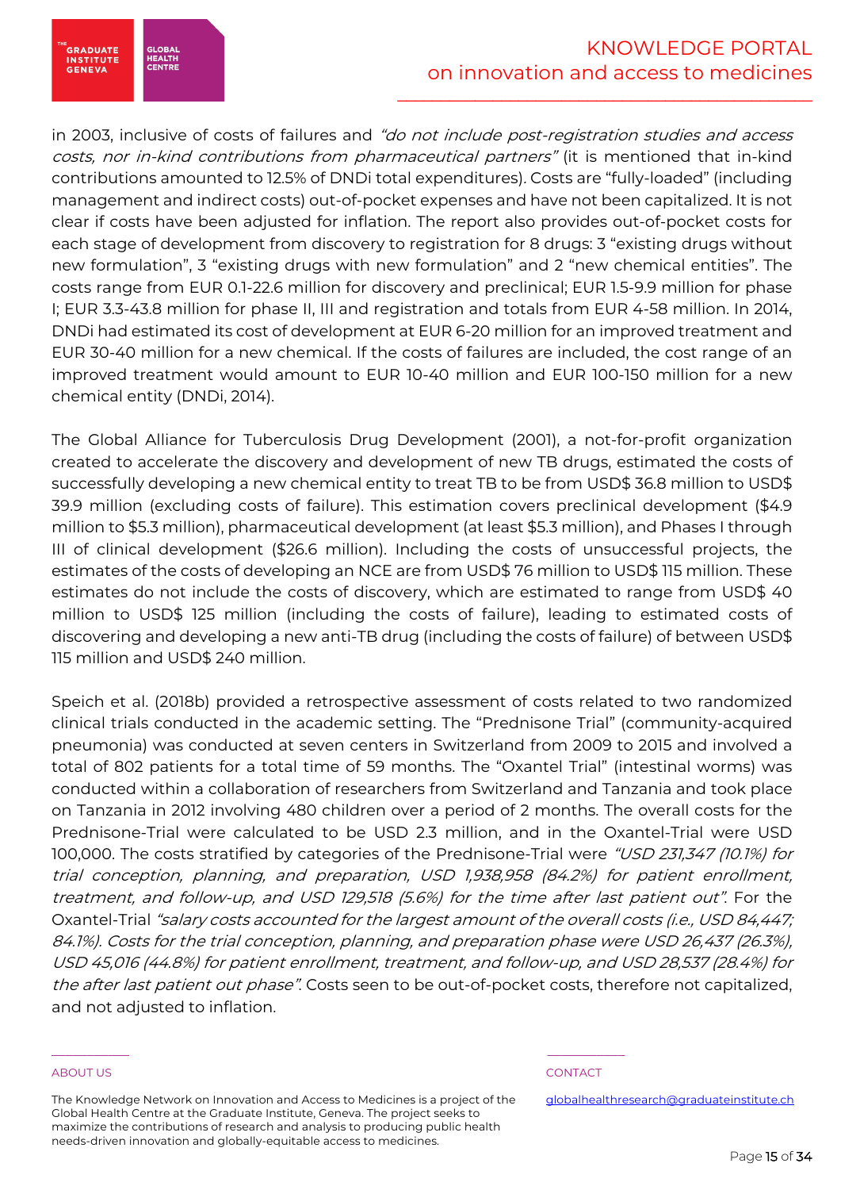in 2003, inclusive of costs of failures and *“do not include post-registration studies and access costs, nor in-kind contributions from pharmaceutical partners”* (it is mentioned that in-kind contributions amounted to 12.5% of DNDi total expenditures). Costs are “fully-loaded” (including management and indirect costs) out-of-pocket expenses and have not been capitalized. It is not clear if costs have been adjusted for inflation. The report also provides out-of-pocket costs for each stage of development from discovery to registration for 8 drugs: 3 “existing drugs without new formulation”, 3 “existing drugs with new formulation” and 2 “new chemical entities”. The costs range from EUR 0.1-22.6 million for discovery and preclinical; EUR 1.5-9.9 million for phase I; EUR 3.3-43.8 million for phase II, III and registration and totals from EUR 4-58 million. In 2014, DNDi had estimated its cost of development at EUR 6-20 million for an improved treatment and EUR 30-40 million for a new chemical. If the costs of failures are included, the cost range of an improved treatment would amount to EUR 10-40 million and EUR 100-150 million for a new chemical entity (DNDi, 2014).

The Global Alliance for Tuberculosis Drug Development (2001), a not-for-profit organization created to accelerate the discovery and development of new TB drugs, estimated the costs of successfully developing a new chemical entity to treat TB to be from USD$ 36.8 million to USD$ 39.9 million (excluding costs of failure). This estimation covers preclinical development ($4.9 million to $5.3 million), pharmaceutical development (at least $5.3 million), and Phases I through III of clinical development ($26.6 million). Including the costs of unsuccessful projects, the estimates of the costs of developing an NCE are from USD$ 76 million to USD$ 115 million. These estimates do not include the costs of discovery, which are estimated to range from USD$ 40 million to USD$ 125 million (including the costs of failure), leading to estimated costs of discovering and developing a new anti-TB drug (including the costs of failure) of between USD$ 115 million and USD$ 240 million.

Speich et al. (2018b) provided a retrospective assessment of costs related to two randomized clinical trials conducted in the academic setting. The “Prednisone Trial” (community-acquired pneumonia) was conducted at seven centers in Switzerland from 2009 to 2015 and involved a total of 802 patients for a total time of 59 months. The “Oxantel Trial” (intestinal worms) was conducted within a collaboration of researchers from Switzerland and Tanzania and took place on Tanzania in 2012 involving 480 children over a period of 2 months. The overall costs for the Prednisone-Trial were calculated to be USD 2.3 million, and in the Oxantel-Trial were USD 100,000. The costs stratified by categories of the Prednisone-Trial were *“USD 231,347 (10.1%) for trial conception, planning, and preparation, USD 1,938,958 (84.2%) for patient enrollment, treatment, and follow-up, and USD 129,518 (5.6%) for the time after last patient out”.* For the Oxantel-Trial *“salary costs accounted for the largest amount of the overall costs (i.e., USD 84,447; 84.1%). Costs for the trial conception, planning, and preparation phase were USD 26,437 (26.3%), USD 45,016 (44.8%) for patient enrollment, treatment, and follow-up, and USD 28,537 (28.4%) for the after last patient out phase”.* Costs seen to be out-of-pocket costs, therefore not capitalized, and not adjusted to inflation.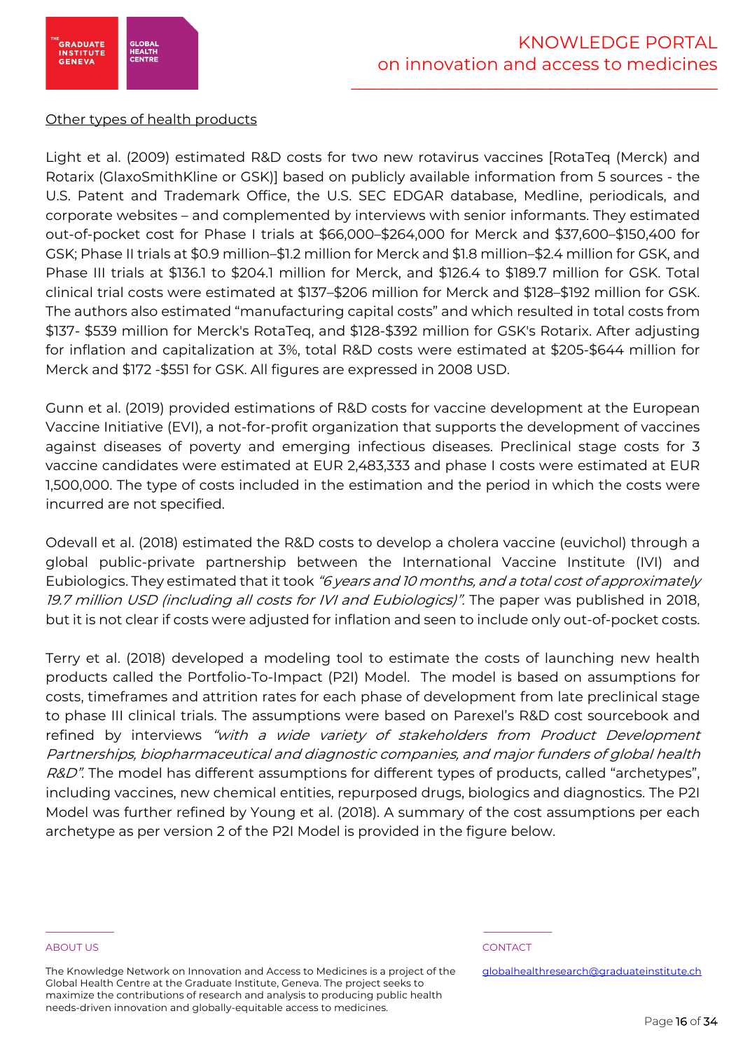<u>Other types of health products</u>

Light et al. (2009) estimated R&D costs for two new rotavirus vaccines [RotaTeq (Merck) and Rotarix (GlaxoSmithKline or GSK)] based on publicly available information from 5 sources - the U.S. Patent and Trademark Office, the U.S. SEC EDGAR database, Medline, periodicals, and corporate websites – and complemented by interviews with senior informants. They estimated out-of-pocket cost for Phase I trials at $66,000–$264,000 for Merck and $37,600–$150,400 for GSK; Phase II trials at $0.9 million–$1.2 million for Merck and $1.8 million–$2.4 million for GSK, and Phase III trials at $136.1 to $204.1 million for Merck, and $126.4 to $189.7 million for GSK. Total clinical trial costs were estimated at $137–$206 million for Merck and $128–$192 million for GSK. The authors also estimated "manufacturing capital costs" and which resulted in total costs from $137- $539 million for Merck's RotaTeq, and $128-$392 million for GSK's Rotarix. After adjusting for inflation and capitalization at 3%, total R&D costs were estimated at $205-$644 million for Merck and $172 -$551 for GSK. All figures are expressed in 2008 USD.

Gunn et al. (2019) provided estimations of R&D costs for vaccine development at the European Vaccine Initiative (EVI), a not-for-profit organization that supports the development of vaccines against diseases of poverty and emerging infectious diseases. Preclinical stage costs for 3 vaccine candidates were estimated at EUR 2,483,333 and phase I costs were estimated at EUR 1,500,000. The type of costs included in the estimation and the period in which the costs were incurred are not specified.

Odevall et al. (2018) estimated the R&D costs to develop a cholera vaccine (euvichol) through a global public-private partnership between the International Vaccine Institute (IVI) and Eubiologics. They estimated that it took *"6 years and 10 months, and a total cost of approximately 19.7 million USD (including all costs for IVI and Eubiologics)"*. The paper was published in 2018, but it is not clear if costs were adjusted for inflation and seen to include only out-of-pocket costs.

Terry et al. (2018) developed a modeling tool to estimate the costs of launching new health products called the Portfolio-To-Impact (P2I) Model. The model is based on assumptions for costs, timeframes and attrition rates for each phase of development from late preclinical stage to phase III clinical trials. The assumptions were based on Parexel's R&D cost sourcebook and refined by interviews *"with a wide variety of stakeholders from Product Development Partnerships, biopharmaceutical and diagnostic companies, and major funders of global health R&D"*. The model has different assumptions for different types of products, called "archetypes", including vaccines, new chemical entities, repurposed drugs, biologics and diagnostics. The P2I Model was further refined by Young et al. (2018). A summary of the cost assumptions per each archetype as per version 2 of the P2I Model is provided in the figure below.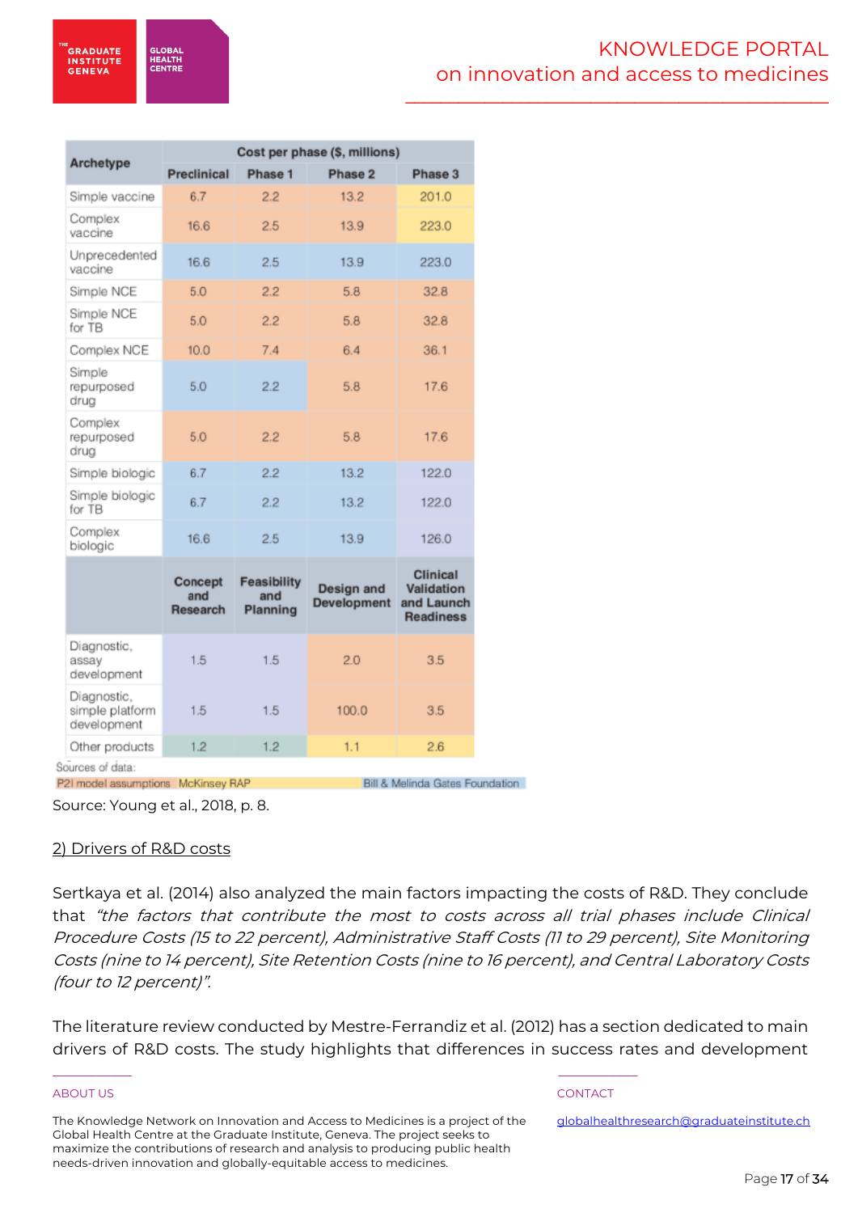| Archetype | Cost per phase ($, millions) | | | |
|---|---|---|---|---|
| | Preclinical | Phase 1 | Phase 2 | Phase 3 |
| Simple vaccine | 6.7 | 2.2 | 13.2 | 201.0 |
| Complex vaccine | 16.6 | 2.5 | 13.9 | 223.0 |
| Unprecedented vaccine | 16.6 | 2.5 | 13.9 | 223.0 |
| Simple NCE | 5.0 | 2.2 | 5.8 | 32.8 |
| Simple NCE for TB | 5.0 | 2.2 | 5.8 | 32.8 |
| Complex NCE | 10.0 | 7.4 | 6.4 | 36.1 |
| Simple repurposed drug | 5.0 | 2.2 | 5.8 | 17.6 |
| Complex repurposed drug | 5.0 | 2.2 | 5.8 | 17.6 |
| Simple biologic | 6.7 | 2.2 | 13.2 | 122.0 |
| Simple biologic for TB | 6.7 | 2.2 | 13.2 | 122.0 |
| Complex biologic | 16.6 | 2.5 | 13.9 | 126.0 |
| | Concept and Research | Feasibility and Planning | Design and Development | Clinical Validation and Launch Readiness |
| Diagnostic, assay development | 1.5 | 1.5 | 2.0 | 3.5 |
| Diagnostic, simple platform development | 1.5 | 1.5 | 100.0 | 3.5 |
| Other products | 1.2 | 1.2 | 1.1 | 2.6 |

Sources of data:
P2I model assumptions McKinsey RAP Bill & Melinda Gates Foundation

Source: Young et al., 2018, p. 8.

2) Drivers of R&D costs

Sertkaya et al. (2014) also analyzed the main factors impacting the costs of R&D. They conclude that *"the factors that contribute the most to costs across all trial phases include Clinical Procedure Costs (15 to 22 percent), Administrative Staff Costs (11 to 29 percent), Site Monitoring Costs (nine to 14 percent), Site Retention Costs (nine to 16 percent), and Central Laboratory Costs (four to 12 percent)".*

The literature review conducted by Mestre-Ferrandiz et al. (2012) has a section dedicated to main drivers of R&D costs. The study highlights that differences in success rates and development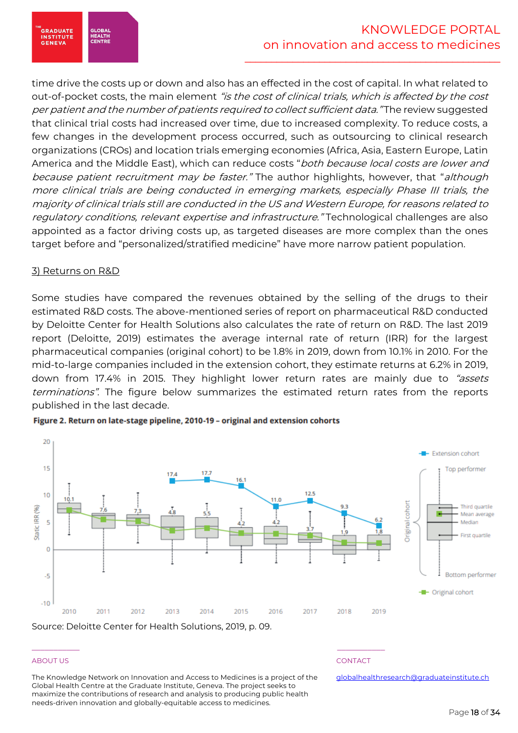time drive the costs up or down and also has an effected in the cost of capital. In what related to out-of-pocket costs, the main element *"is the cost of clinical trials, which is affected by the cost per patient and the number of patients required to collect sufficient data."* The review suggested that clinical trial costs had increased over time, due to increased complexity. To reduce costs, a few changes in the development process occurred, such as outsourcing to clinical research organizations (CROs) and location trials emerging economies (Africa, Asia, Eastern Europe, Latin America and the Middle East), which can reduce costs "*both because local costs are lower and because patient recruitment may be faster.*" The author highlights, however, that "*although more clinical trials are being conducted in emerging markets, especially Phase III trials, the majority of clinical trials still are conducted in the US and Western Europe, for reasons related to regulatory conditions, relevant expertise and infrastructure.*" Technological challenges are also appointed as a factor driving costs up, as targeted diseases are more complex than the ones target before and "personalized/stratified medicine" have more narrow patient population.

<u>3) Returns on R&D</u>

Some studies have compared the revenues obtained by the selling of the drugs to their estimated R&D costs. The above-mentioned series of report on pharmaceutical R&D conducted by Deloitte Center for Health Solutions also calculates the rate of return on R&D. The last 2019 report (Deloitte, 2019) estimates the average internal rate of return (IRR) for the largest pharmaceutical companies (original cohort) to be 1.8% in 2019, down from 10.1% in 2010. For the mid-to-large companies included in the extension cohort, they estimate returns at 6.2% in 2019, down from 17.4% in 2015. They highlight lower return rates are mainly due to *"assets terminations"*. The figure below summarizes the estimated return rates from the reports published in the last decade.

**Figure 2. Return on late-stage pipeline, 2010-19 – original and extension cohorts**

| Year | Original cohort (mean, %) | Extension cohort (%) |
|---|---|---|
| 2010 | 10.1 | |
| 2011 | 7.6 | |
| 2012 | 7.3 | |
| 2013 | 4.8 | 17.4 |
| 2014 | 5.5 | 17.7 |
| 2015 | 4.2 | 16.1 |
| 2016 | 4.2 | 11.0 |
| 2017 | 3.7 | 12.5 |
| 2018 | 1.9 | 9.3 |
| 2019 | 1.8 | 6.2 |

Source: Deloitte Center for Health Solutions, 2019, p. 09.

ABOUT US

The Knowledge Network on Innovation and Access to Medicines is a project of the Global Health Centre at the Graduate Institute, Geneva. The project seeks to maximize the contributions of research and analysis to producing public health needs-driven innovation and globally-equitable access to medicines.

CONTACT

globalhealthresearch@graduateinstitute.ch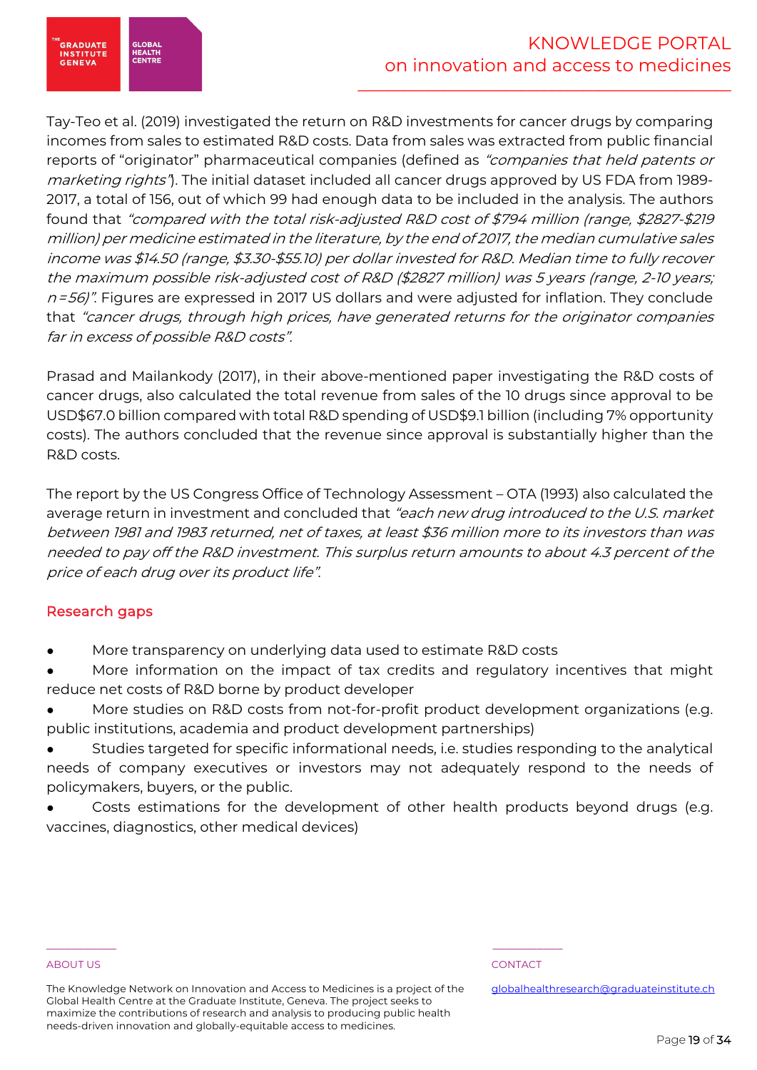Tay-Teo et al. (2019) investigated the return on R&D investments for cancer drugs by comparing incomes from sales to estimated R&D costs. Data from sales was extracted from public financial reports of "originator" pharmaceutical companies (defined as *"companies that held patents or marketing rights"*). The initial dataset included all cancer drugs approved by US FDA from 1989-2017, a total of 156, out of which 99 had enough data to be included in the analysis. The authors found that *"compared with the total risk-adjusted R&D cost of $794 million (range, $2827-$219 million) per medicine estimated in the literature, by the end of 2017, the median cumulative sales income was $14.50 (range, $3.30-$55.10) per dollar invested for R&D. Median time to fully recover the maximum possible risk-adjusted cost of R&D ($2827 million) was 5 years (range, 2-10 years; n=56)"*. Figures are expressed in 2017 US dollars and were adjusted for inflation. They conclude that *"cancer drugs, through high prices, have generated returns for the originator companies far in excess of possible R&D costs"*.

Prasad and Mailankody (2017), in their above-mentioned paper investigating the R&D costs of cancer drugs, also calculated the total revenue from sales of the 10 drugs since approval to be USD67.0 billion compared with total R&D spending of USD9.1 billion (including 7% opportunity costs). The authors concluded that the revenue since approval is substantially higher than the R&D costs.

The report by the US Congress Office of Technology Assessment – OTA (1993) also calculated the average return in investment and concluded that *"each new drug introduced to the U.S. market between 1981 and 1983 returned, net of taxes, at least $36 million more to its investors than was needed to pay off the R&D investment. This surplus return amounts to about 4.3 percent of the price of each drug over its product life"*.

## Research gaps

- More transparency on underlying data used to estimate R&D costs
- More information on the impact of tax credits and regulatory incentives that might reduce net costs of R&D borne by product developer
- More studies on R&D costs from not-for-profit product development organizations (e.g. public institutions, academia and product development partnerships)
- Studies targeted for specific informational needs, i.e. studies responding to the analytical needs of company executives or investors may not adequately respond to the needs of policymakers, buyers, or the public.
- Costs estimations for the development of other health products beyond drugs (e.g. vaccines, diagnostics, other medical devices)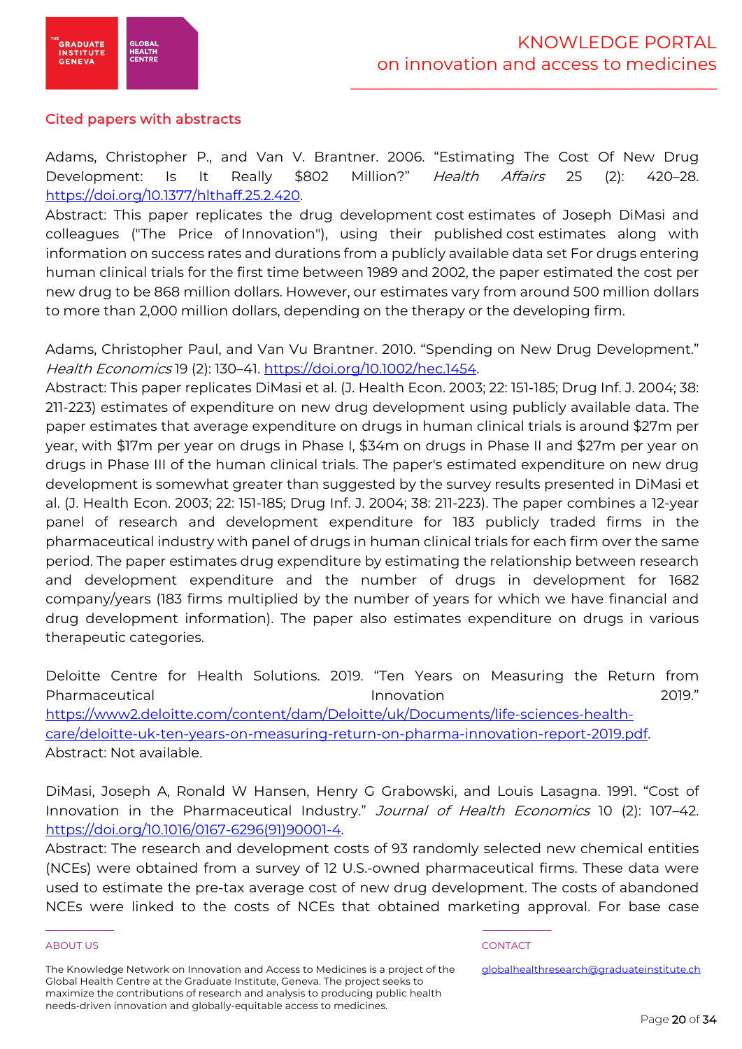## Cited papers with abstracts

Adams, Christopher P., and Van V. Brantner. 2006. "Estimating The Cost Of New Drug Development: Is It Really $802 Million?" *Health Affairs* 25 (2): 420–28. https://doi.org/10.1377/hlthaff.25.2.420.

Abstract: This paper replicates the drug development cost estimates of Joseph DiMasi and colleagues ("The Price of Innovation"), using their published cost estimates along with information on success rates and durations from a publicly available data set For drugs entering human clinical trials for the first time between 1989 and 2002, the paper estimated the cost per new drug to be 868 million dollars. However, our estimates vary from around 500 million dollars to more than 2,000 million dollars, depending on the therapy or the developing firm.

Adams, Christopher Paul, and Van Vu Brantner. 2010. "Spending on New Drug Development." *Health Economics* 19 (2): 130–41. https://doi.org/10.1002/hec.1454.

Abstract: This paper replicates DiMasi et al. (J. Health Econ. 2003; 22: 151-185; Drug Inf. J. 2004; 38: 211-223) estimates of expenditure on new drug development using publicly available data. The paper estimates that average expenditure on drugs in human clinical trials is around $27m per year, with $17m per year on drugs in Phase I, $34m on drugs in Phase II and $27m per year on drugs in Phase III of the human clinical trials. The paper's estimated expenditure on new drug development is somewhat greater than suggested by the survey results presented in DiMasi et al. (J. Health Econ. 2003; 22: 151-185; Drug Inf. J. 2004; 38: 211-223). The paper combines a 12-year panel of research and development expenditure for 183 publicly traded firms in the pharmaceutical industry with panel of drugs in human clinical trials for each firm over the same period. The paper estimates drug expenditure by estimating the relationship between research and development expenditure and the number of drugs in development for 1682 company/years (183 firms multiplied by the number of years for which we have financial and drug development information). The paper also estimates expenditure on drugs in various therapeutic categories.

Deloitte Centre for Health Solutions. 2019. "Ten Years on Measuring the Return from Pharmaceutical Innovation 2019." https://www2.deloitte.com/content/dam/Deloitte/uk/Documents/life-sciences-health-care/deloitte-uk-ten-years-on-measuring-return-on-pharma-innovation-report-2019.pdf.

Abstract: Not available.

DiMasi, Joseph A, Ronald W Hansen, Henry G Grabowski, and Louis Lasagna. 1991. "Cost of Innovation in the Pharmaceutical Industry." *Journal of Health Economics* 10 (2): 107–42. https://doi.org/10.1016/0167-6296(91)90001-4.

Abstract: The research and development costs of 93 randomly selected new chemical entities (NCEs) were obtained from a survey of 12 U.S.-owned pharmaceutical firms. These data were used to estimate the pre-tax average cost of new drug development. The costs of abandoned NCEs were linked to the costs of NCEs that obtained marketing approval. For base case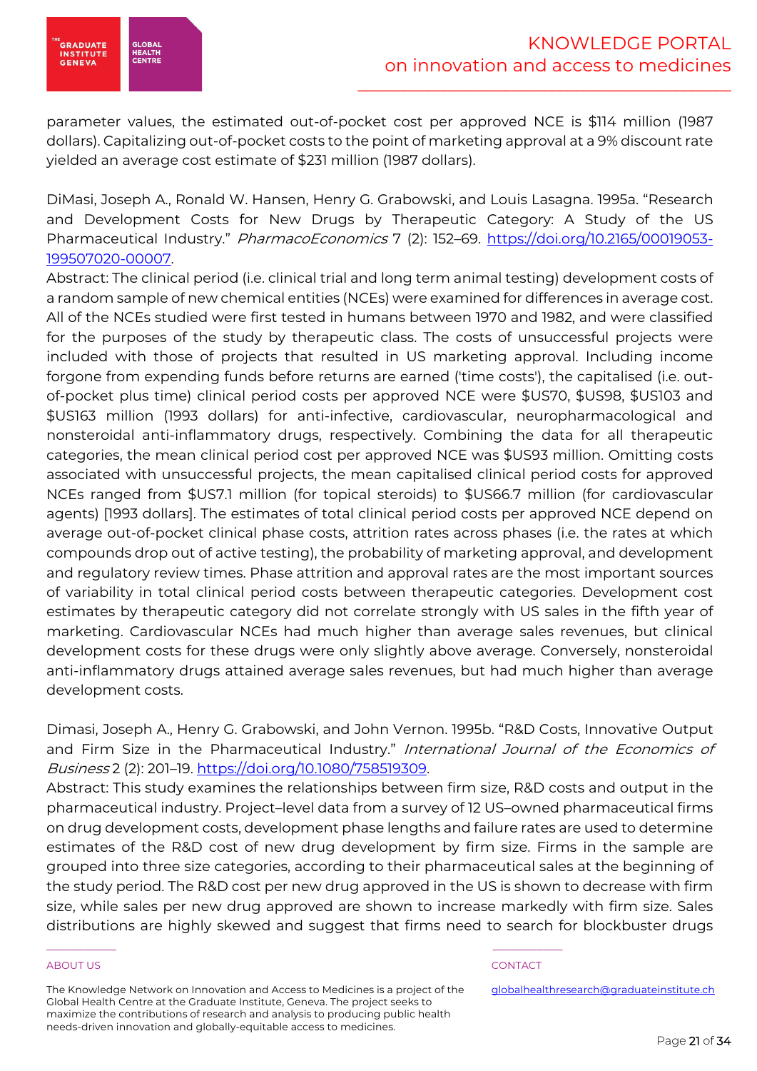parameter values, the estimated out-of-pocket cost per approved NCE is $114 million (1987 dollars). Capitalizing out-of-pocket costs to the point of marketing approval at a 9% discount rate yielded an average cost estimate of $231 million (1987 dollars).

DiMasi, Joseph A., Ronald W. Hansen, Henry G. Grabowski, and Louis Lasagna. 1995a. "Research and Development Costs for New Drugs by Therapeutic Category: A Study of the US Pharmaceutical Industry." *PharmacoEconomics* 7 (2): 152–69. [https://doi.org/10.2165/00019053-199507020-00007](https://doi.org/10.2165/00019053-199507020-00007).

Abstract: The clinical period (i.e. clinical trial and long term animal testing) development costs of a random sample of new chemical entities (NCEs) were examined for differences in average cost. All of the NCEs studied were first tested in humans between 1970 and 1982, and were classified for the purposes of the study by therapeutic class. The costs of unsuccessful projects were included with those of projects that resulted in US marketing approval. Including income forgone from expending funds before returns are earned ('time costs'), the capitalised (i.e. out-of-pocket plus time) clinical period costs per approved NCE were $US70, $US98, $US103 and $US163 million (1993 dollars) for anti-infective, cardiovascular, neuropharmacological and nonsteroidal anti-inflammatory drugs, respectively. Combining the data for all therapeutic categories, the mean clinical period cost per approved NCE was $US93 million. Omitting costs associated with unsuccessful projects, the mean capitalised clinical period costs for approved NCEs ranged from $US7.1 million (for topical steroids) to $US66.7 million (for cardiovascular agents) [1993 dollars]. The estimates of total clinical period costs per approved NCE depend on average out-of-pocket clinical phase costs, attrition rates across phases (i.e. the rates at which compounds drop out of active testing), the probability of marketing approval, and development and regulatory review times. Phase attrition and approval rates are the most important sources of variability in total clinical period costs between therapeutic categories. Development cost estimates by therapeutic category did not correlate strongly with US sales in the fifth year of marketing. Cardiovascular NCEs had much higher than average sales revenues, but clinical development costs for these drugs were only slightly above average. Conversely, nonsteroidal anti-inflammatory drugs attained average sales revenues, but had much higher than average development costs.

Dimasi, Joseph A., Henry G. Grabowski, and John Vernon. 1995b. "R&D Costs, Innovative Output and Firm Size in the Pharmaceutical Industry." *International Journal of the Economics of Business* 2 (2): 201–19. [https://doi.org/10.1080/758519309](https://doi.org/10.1080/758519309).

Abstract: This study examines the relationships between firm size, R&D costs and output in the pharmaceutical industry. Project–level data from a survey of 12 US–owned pharmaceutical firms on drug development costs, development phase lengths and failure rates are used to determine estimates of the R&D cost of new drug development by firm size. Firms in the sample are grouped into three size categories, according to their pharmaceutical sales at the beginning of the study period. The R&D cost per new drug approved in the US is shown to decrease with firm size, while sales per new drug approved are shown to increase markedly with firm size. Sales distributions are highly skewed and suggest that firms need to search for blockbuster drugs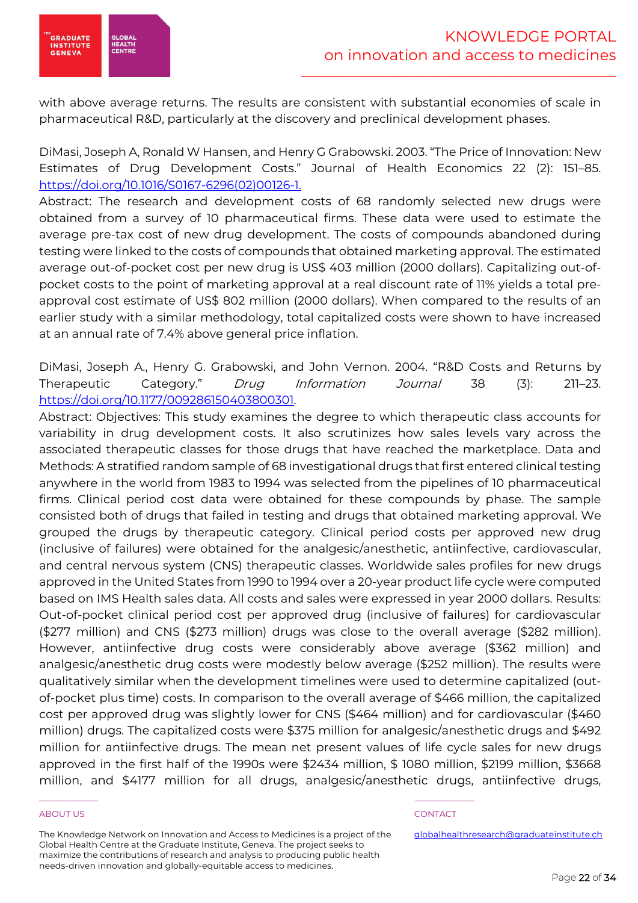with above average returns. The results are consistent with substantial economies of scale in pharmaceutical R&D, particularly at the discovery and preclinical development phases.

DiMasi, Joseph A, Ronald W Hansen, and Henry G Grabowski. 2003. "The Price of Innovation: New Estimates of Drug Development Costs." Journal of Health Economics 22 (2): 151–85. https://doi.org/10.1016/S0167-6296(02)00126-1.

Abstract: The research and development costs of 68 randomly selected new drugs were obtained from a survey of 10 pharmaceutical firms. These data were used to estimate the average pre-tax cost of new drug development. The costs of compounds abandoned during testing were linked to the costs of compounds that obtained marketing approval. The estimated average out-of-pocket cost per new drug is US$ 403 million (2000 dollars). Capitalizing out-of-pocket costs to the point of marketing approval at a real discount rate of 11% yields a total pre-approval cost estimate of US$ 802 million (2000 dollars). When compared to the results of an earlier study with a similar methodology, total capitalized costs were shown to have increased at an annual rate of 7.4% above general price inflation.

DiMasi, Joseph A., Henry G. Grabowski, and John Vernon. 2004. "R&D Costs and Returns by Therapeutic Category." *Drug Information Journal* 38 (3): 211–23. https://doi.org/10.1177/009286150403800301.

Abstract: Objectives: This study examines the degree to which therapeutic class accounts for variability in drug development costs. It also scrutinizes how sales levels vary across the associated therapeutic classes for those drugs that have reached the marketplace. Data and Methods: A stratified random sample of 68 investigational drugs that first entered clinical testing anywhere in the world from 1983 to 1994 was selected from the pipelines of 10 pharmaceutical firms. Clinical period cost data were obtained for these compounds by phase. The sample consisted both of drugs that failed in testing and drugs that obtained marketing approval. We grouped the drugs by therapeutic category. Clinical period costs per approved new drug (inclusive of failures) were obtained for the analgesic/anesthetic, antiinfective, cardiovascular, and central nervous system (CNS) therapeutic classes. Worldwide sales profiles for new drugs approved in the United States from 1990 to 1994 over a 20-year product life cycle were computed based on IMS Health sales data. All costs and sales were expressed in year 2000 dollars. Results: Out-of-pocket clinical period cost per approved drug (inclusive of failures) for cardiovascular ($277 million) and CNS ($273 million) drugs was close to the overall average ($282 million). However, antiinfective drug costs were considerably above average ($362 million) and analgesic/anesthetic drug costs were modestly below average ($252 million). The results were qualitatively similar when the development timelines were used to determine capitalized (out-of-pocket plus time) costs. In comparison to the overall average of $466 million, the capitalized cost per approved drug was slightly lower for CNS ($464 million) and for cardiovascular ($460 million) drugs. The capitalized costs were $375 million for analgesic/anesthetic drugs and $492 million for antiinfective drugs. The mean net present values of life cycle sales for new drugs approved in the first half of the 1990s were $2434 million, $ 1080 million, $2199 million, $3668 million, and $4177 million for all drugs, analgesic/anesthetic drugs, antiinfective drugs,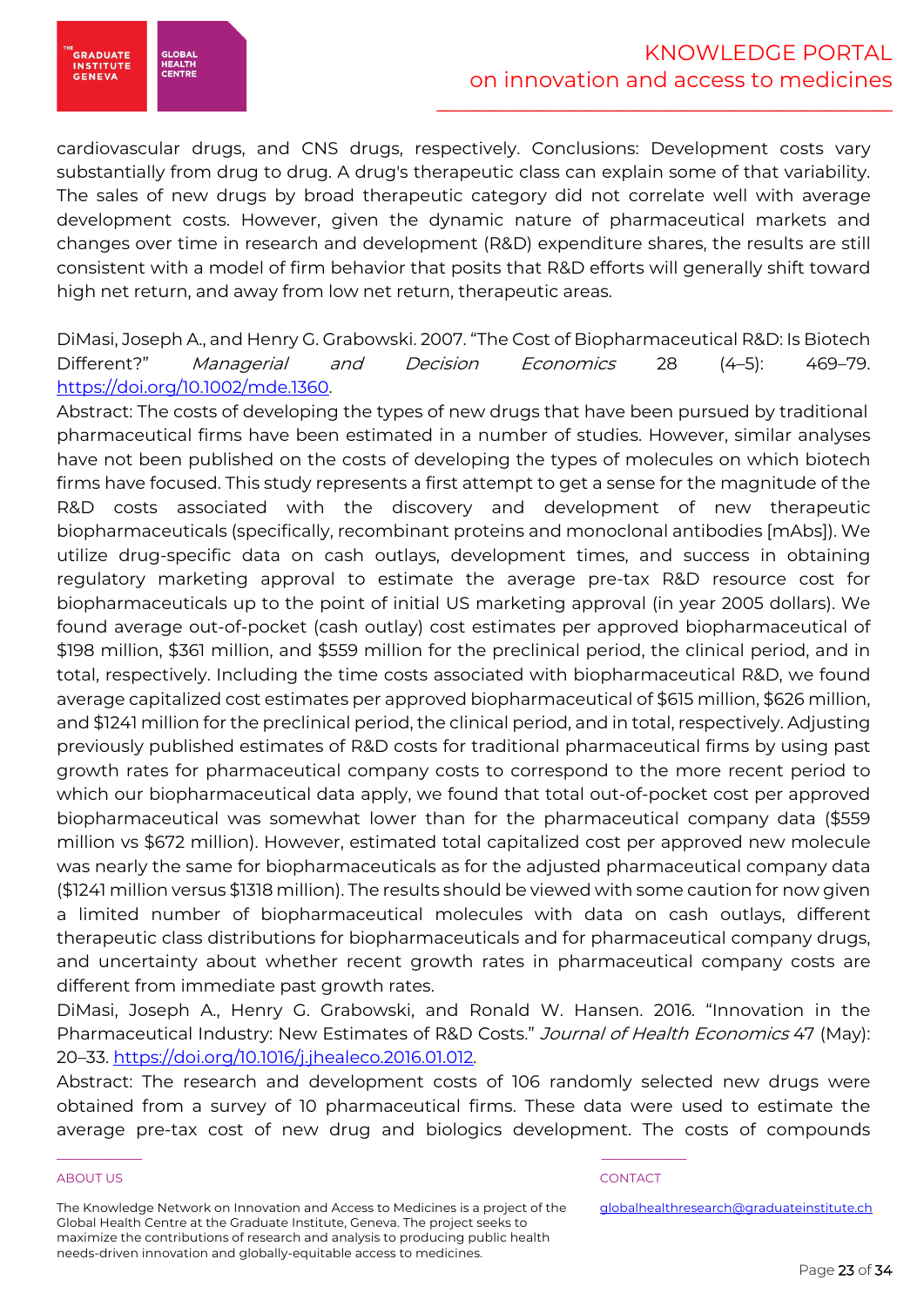cardiovascular drugs, and CNS drugs, respectively. Conclusions: Development costs vary substantially from drug to drug. A drug's therapeutic class can explain some of that variability. The sales of new drugs by broad therapeutic category did not correlate well with average development costs. However, given the dynamic nature of pharmaceutical markets and changes over time in research and development (R&D) expenditure shares, the results are still consistent with a model of firm behavior that posits that R&D efforts will generally shift toward high net return, and away from low net return, therapeutic areas.

DiMasi, Joseph A., and Henry G. Grabowski. 2007. "The Cost of Biopharmaceutical R&D: Is Biotech Different?" *Managerial and Decision Economics* 28 (4–5): 469–79. https://doi.org/10.1002/mde.1360.

Abstract: The costs of developing the types of new drugs that have been pursued by traditional pharmaceutical firms have been estimated in a number of studies. However, similar analyses have not been published on the costs of developing the types of molecules on which biotech firms have focused. This study represents a first attempt to get a sense for the magnitude of the R&D costs associated with the discovery and development of new therapeutic biopharmaceuticals (specifically, recombinant proteins and monoclonal antibodies [mAbs]). We utilize drug-specific data on cash outlays, development times, and success in obtaining regulatory marketing approval to estimate the average pre-tax R&D resource cost for biopharmaceuticals up to the point of initial US marketing approval (in year 2005 dollars). We found average out-of-pocket (cash outlay) cost estimates per approved biopharmaceutical of $198 million, $361 million, and $559 million for the preclinical period, the clinical period, and in total, respectively. Including the time costs associated with biopharmaceutical R&D, we found average capitalized cost estimates per approved biopharmaceutical of $615 million, $626 million, and $1241 million for the preclinical period, the clinical period, and in total, respectively. Adjusting previously published estimates of R&D costs for traditional pharmaceutical firms by using past growth rates for pharmaceutical company costs to correspond to the more recent period to which our biopharmaceutical data apply, we found that total out-of-pocket cost per approved biopharmaceutical was somewhat lower than for the pharmaceutical company data ($559 million vs $672 million). However, estimated total capitalized cost per approved new molecule was nearly the same for biopharmaceuticals as for the adjusted pharmaceutical company data ($1241 million versus $1318 million). The results should be viewed with some caution for now given a limited number of biopharmaceutical molecules with data on cash outlays, different therapeutic class distributions for biopharmaceuticals and for pharmaceutical company drugs, and uncertainty about whether recent growth rates in pharmaceutical company costs are different from immediate past growth rates.

DiMasi, Joseph A., Henry G. Grabowski, and Ronald W. Hansen. 2016. "Innovation in the Pharmaceutical Industry: New Estimates of R&D Costs." *Journal of Health Economics* 47 (May): 20–33. https://doi.org/10.1016/j.jhealeco.2016.01.012.

Abstract: The research and development costs of 106 randomly selected new drugs were obtained from a survey of 10 pharmaceutical firms. These data were used to estimate the average pre-tax cost of new drug and biologics development. The costs of compounds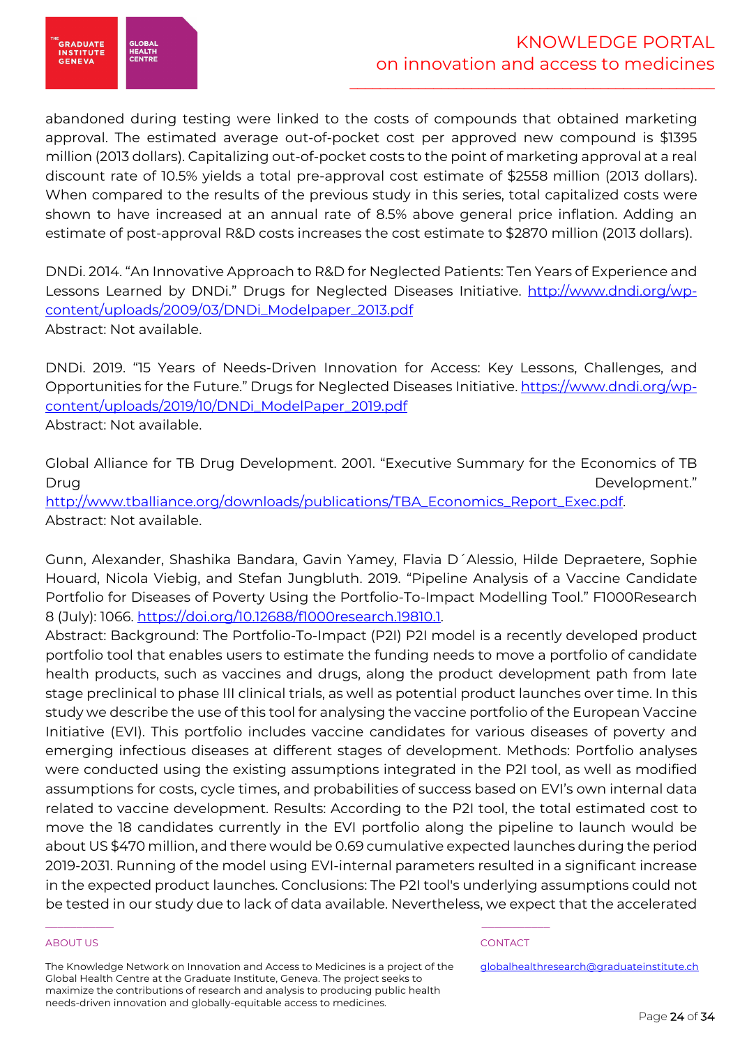abandoned during testing were linked to the costs of compounds that obtained marketing approval. The estimated average out-of-pocket cost per approved new compound is $1395 million (2013 dollars). Capitalizing out-of-pocket costs to the point of marketing approval at a real discount rate of 10.5% yields a total pre-approval cost estimate of $2558 million (2013 dollars). When compared to the results of the previous study in this series, total capitalized costs were shown to have increased at an annual rate of 8.5% above general price inflation. Adding an estimate of post-approval R&D costs increases the cost estimate to $2870 million (2013 dollars).

DNDi. 2014. "An Innovative Approach to R&D for Neglected Patients: Ten Years of Experience and Lessons Learned by DNDi." Drugs for Neglected Diseases Initiative. http://www.dndi.org/wp-content/uploads/2009/03/DNDi_Modelpaper_2013.pdf
Abstract: Not available.

DNDi. 2019. "15 Years of Needs-Driven Innovation for Access: Key Lessons, Challenges, and Opportunities for the Future." Drugs for Neglected Diseases Initiative. https://www.dndi.org/wp-content/uploads/2019/10/DNDi_ModelPaper_2019.pdf
Abstract: Not available.

Global Alliance for TB Drug Development. 2001. "Executive Summary for the Economics of TB Drug Development." http://www.tballiance.org/downloads/publications/TBA_Economics_Report_Exec.pdf.
Abstract: Not available.

Gunn, Alexander, Shashika Bandara, Gavin Yamey, Flavia D´Alessio, Hilde Depraetere, Sophie Houard, Nicola Viebig, and Stefan Jungbluth. 2019. "Pipeline Analysis of a Vaccine Candidate Portfolio for Diseases of Poverty Using the Portfolio-To-Impact Modelling Tool." F1000Research 8 (July): 1066. https://doi.org/10.12688/f1000research.19810.1.
Abstract: Background: The Portfolio-To-Impact (P2I) P2I model is a recently developed product portfolio tool that enables users to estimate the funding needs to move a portfolio of candidate health products, such as vaccines and drugs, along the product development path from late stage preclinical to phase III clinical trials, as well as potential product launches over time. In this study we describe the use of this tool for analysing the vaccine portfolio of the European Vaccine Initiative (EVI). This portfolio includes vaccine candidates for various diseases of poverty and emerging infectious diseases at different stages of development. Methods: Portfolio analyses were conducted using the existing assumptions integrated in the P2I tool, as well as modified assumptions for costs, cycle times, and probabilities of success based on EVI's own internal data related to vaccine development. Results: According to the P2I tool, the total estimated cost to move the 18 candidates currently in the EVI portfolio along the pipeline to launch would be about US $470 million, and there would be 0.69 cumulative expected launches during the period 2019-2031. Running of the model using EVI-internal parameters resulted in a significant increase in the expected product launches. Conclusions: The P2I tool's underlying assumptions could not be tested in our study due to lack of data available. Nevertheless, we expect that the accelerated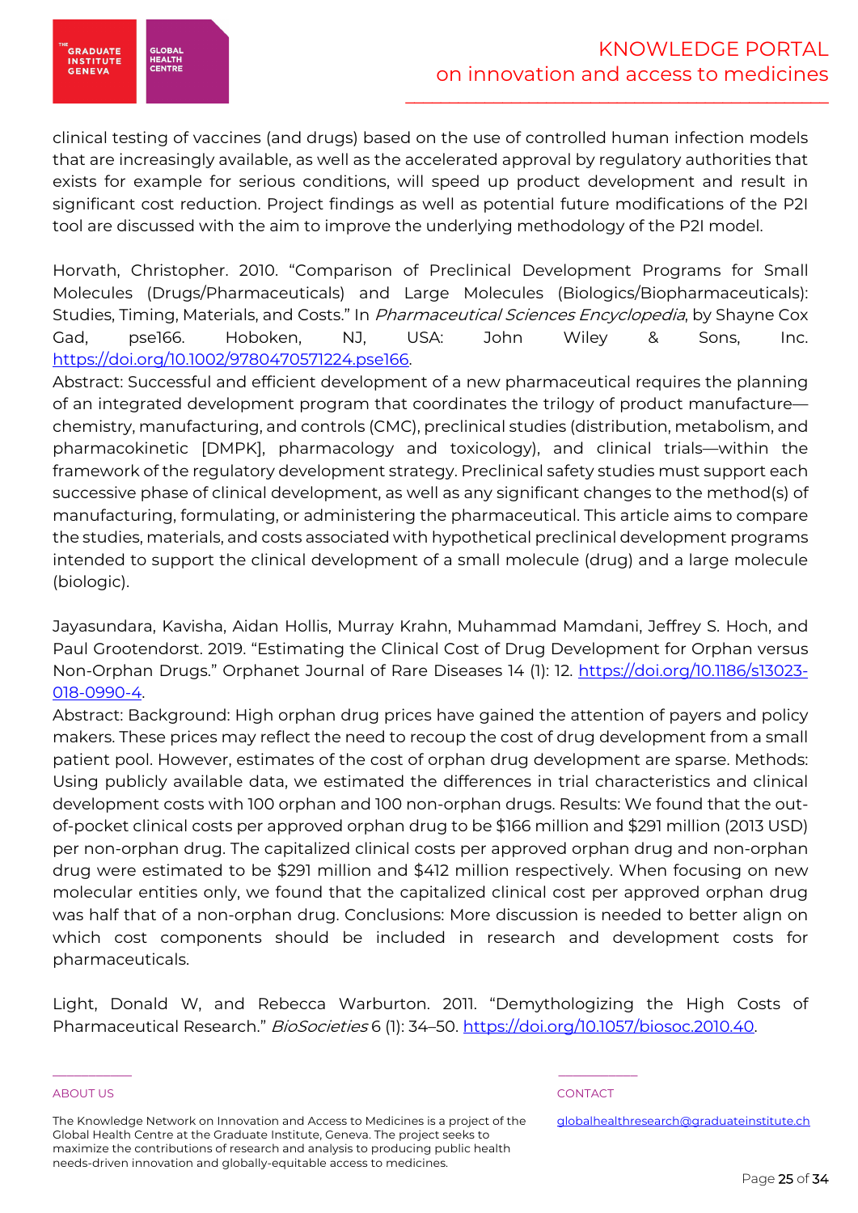clinical testing of vaccines (and drugs) based on the use of controlled human infection models that are increasingly available, as well as the accelerated approval by regulatory authorities that exists for example for serious conditions, will speed up product development and result in significant cost reduction. Project findings as well as potential future modifications of the P2I tool are discussed with the aim to improve the underlying methodology of the P2I model.

Horvath, Christopher. 2010. "Comparison of Preclinical Development Programs for Small Molecules (Drugs/Pharmaceuticals) and Large Molecules (Biologics/Biopharmaceuticals): Studies, Timing, Materials, and Costs." In *Pharmaceutical Sciences Encyclopedia*, by Shayne Cox Gad, pse166. Hoboken, NJ, USA: John Wiley & Sons, Inc. https://doi.org/10.1002/9780470571224.pse166.

Abstract: Successful and efficient development of a new pharmaceutical requires the planning of an integrated development program that coordinates the trilogy of product manufacture—chemistry, manufacturing, and controls (CMC), preclinical studies (distribution, metabolism, and pharmacokinetic [DMPK], pharmacology and toxicology), and clinical trials—within the framework of the regulatory development strategy. Preclinical safety studies must support each successive phase of clinical development, as well as any significant changes to the method(s) of manufacturing, formulating, or administering the pharmaceutical. This article aims to compare the studies, materials, and costs associated with hypothetical preclinical development programs intended to support the clinical development of a small molecule (drug) and a large molecule (biologic).

Jayasundara, Kavisha, Aidan Hollis, Murray Krahn, Muhammad Mamdani, Jeffrey S. Hoch, and Paul Grootendorst. 2019. "Estimating the Clinical Cost of Drug Development for Orphan versus Non-Orphan Drugs." Orphanet Journal of Rare Diseases 14 (1): 12. https://doi.org/10.1186/s13023-018-0990-4.

Abstract: Background: High orphan drug prices have gained the attention of payers and policy makers. These prices may reflect the need to recoup the cost of drug development from a small patient pool. However, estimates of the cost of orphan drug development are sparse. Methods: Using publicly available data, we estimated the differences in trial characteristics and clinical development costs with 100 orphan and 100 non-orphan drugs. Results: We found that the out-of-pocket clinical costs per approved orphan drug to be $166 million and $291 million (2013 USD) per non-orphan drug. The capitalized clinical costs per approved orphan drug and non-orphan drug were estimated to be $291 million and $412 million respectively. When focusing on new molecular entities only, we found that the capitalized clinical cost per approved orphan drug was half that of a non-orphan drug. Conclusions: More discussion is needed to better align on which cost components should be included in research and development costs for pharmaceuticals.

Light, Donald W, and Rebecca Warburton. 2011. "Demythologizing the High Costs of Pharmaceutical Research." *BioSocieties* 6 (1): 34–50. https://doi.org/10.1057/biosoc.2010.40.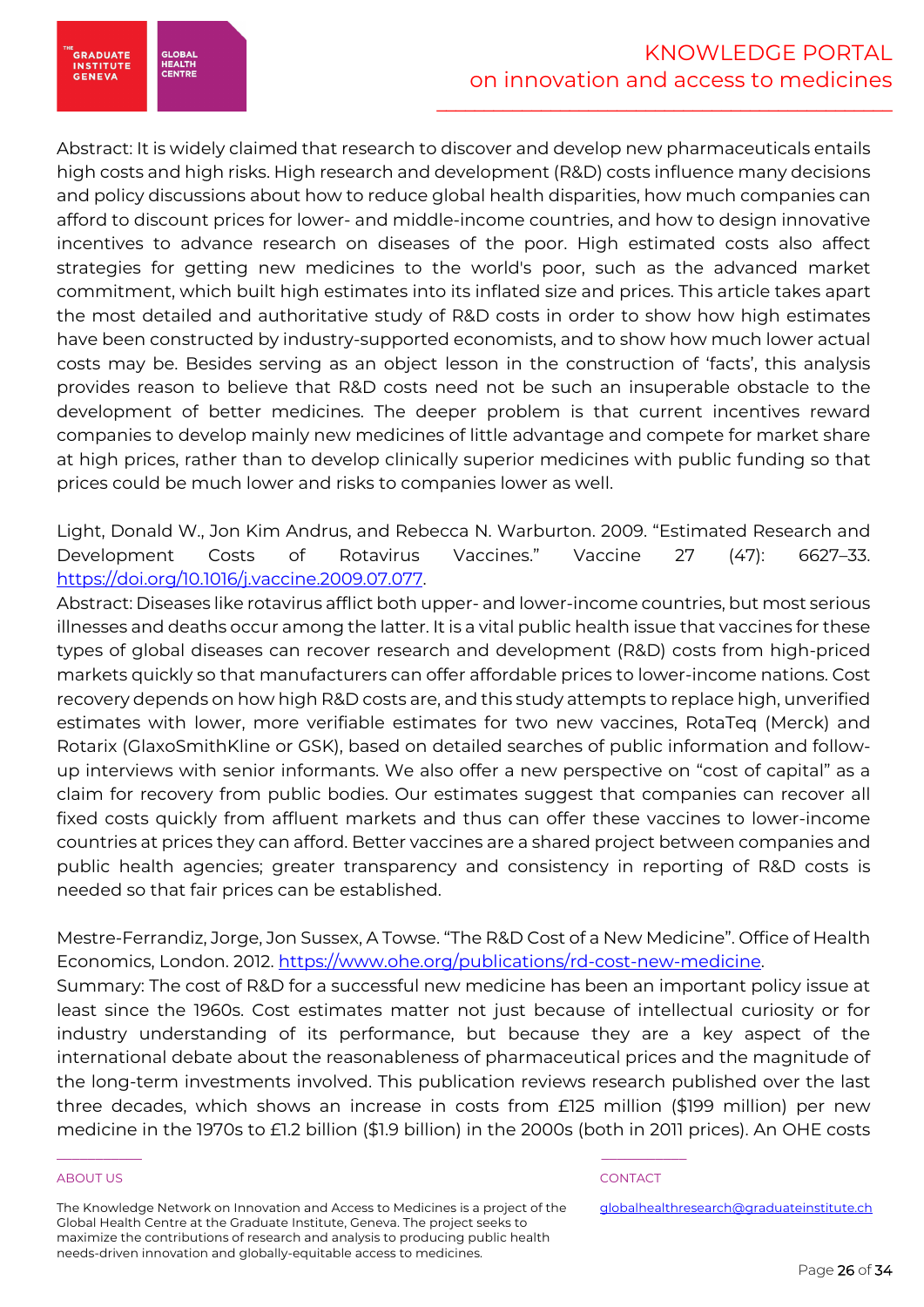Abstract: It is widely claimed that research to discover and develop new pharmaceuticals entails high costs and high risks. High research and development (R&D) costs influence many decisions and policy discussions about how to reduce global health disparities, how much companies can afford to discount prices for lower- and middle-income countries, and how to design innovative incentives to advance research on diseases of the poor. High estimated costs also affect strategies for getting new medicines to the world's poor, such as the advanced market commitment, which built high estimates into its inflated size and prices. This article takes apart the most detailed and authoritative study of R&D costs in order to show how high estimates have been constructed by industry-supported economists, and to show how much lower actual costs may be. Besides serving as an object lesson in the construction of 'facts', this analysis provides reason to believe that R&D costs need not be such an insuperable obstacle to the development of better medicines. The deeper problem is that current incentives reward companies to develop mainly new medicines of little advantage and compete for market share at high prices, rather than to develop clinically superior medicines with public funding so that prices could be much lower and risks to companies lower as well.

Light, Donald W., Jon Kim Andrus, and Rebecca N. Warburton. 2009. "Estimated Research and Development Costs of Rotavirus Vaccines." Vaccine 27 (47): 6627–33. https://doi.org/10.1016/j.vaccine.2009.07.077.
Abstract: Diseases like rotavirus afflict both upper- and lower-income countries, but most serious illnesses and deaths occur among the latter. It is a vital public health issue that vaccines for these types of global diseases can recover research and development (R&D) costs from high-priced markets quickly so that manufacturers can offer affordable prices to lower-income nations. Cost recovery depends on how high R&D costs are, and this study attempts to replace high, unverified estimates with lower, more verifiable estimates for two new vaccines, RotaTeq (Merck) and Rotarix (GlaxoSmithKline or GSK), based on detailed searches of public information and follow-up interviews with senior informants. We also offer a new perspective on "cost of capital" as a claim for recovery from public bodies. Our estimates suggest that companies can recover all fixed costs quickly from affluent markets and thus can offer these vaccines to lower-income countries at prices they can afford. Better vaccines are a shared project between companies and public health agencies; greater transparency and consistency in reporting of R&D costs is needed so that fair prices can be established.

Mestre-Ferrandiz, Jorge, Jon Sussex, A Towse. "The R&D Cost of a New Medicine". Office of Health Economics, London. 2012. https://www.ohe.org/publications/rd-cost-new-medicine.
Summary: The cost of R&D for a successful new medicine has been an important policy issue at least since the 1960s. Cost estimates matter not just because of intellectual curiosity or for industry understanding of its performance, but because they are a key aspect of the international debate about the reasonableness of pharmaceutical prices and the magnitude of the long-term investments involved. This publication reviews research published over the last three decades, which shows an increase in costs from £125 million ($199 million) per new medicine in the 1970s to £1.2 billion ($1.9 billion) in the 2000s (both in 2011 prices). An OHE costs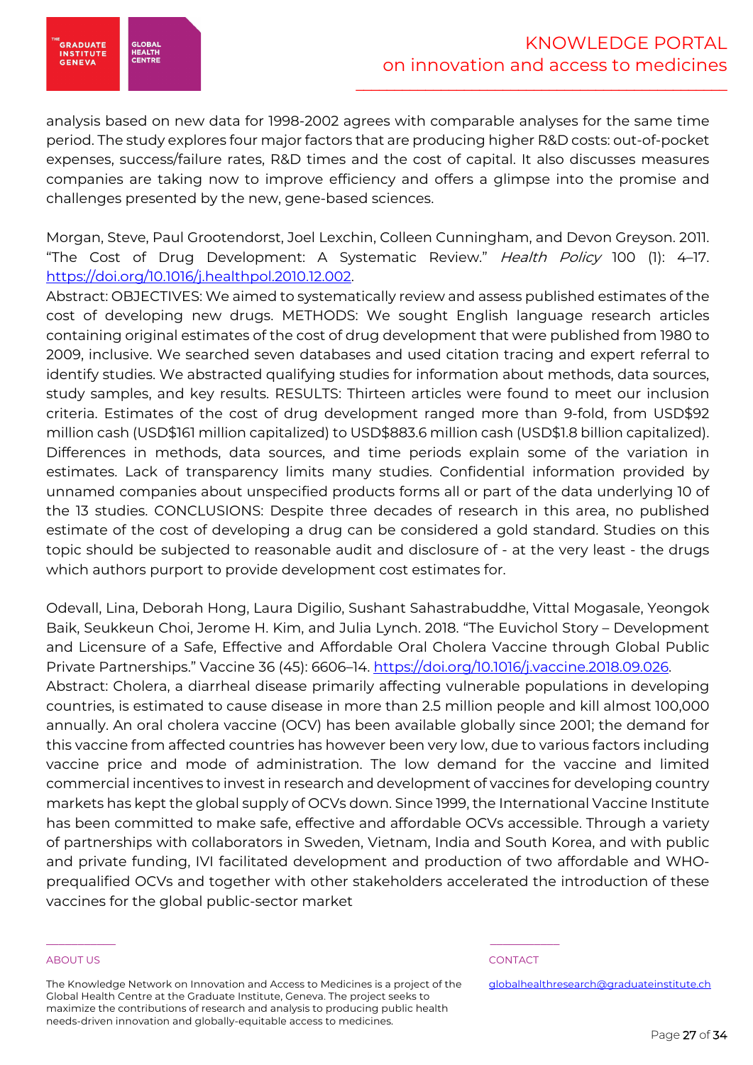analysis based on new data for 1998-2002 agrees with comparable analyses for the same time period. The study explores four major factors that are producing higher R&D costs: out-of-pocket expenses, success/failure rates, R&D times and the cost of capital. It also discusses measures companies are taking now to improve efficiency and offers a glimpse into the promise and challenges presented by the new, gene-based sciences.

Morgan, Steve, Paul Grootendorst, Joel Lexchin, Colleen Cunningham, and Devon Greyson. 2011. "The Cost of Drug Development: A Systematic Review." *Health Policy* 100 (1): 4–17. https://doi.org/10.1016/j.healthpol.2010.12.002.
Abstract: OBJECTIVES: We aimed to systematically review and assess published estimates of the cost of developing new drugs. METHODS: We sought English language research articles containing original estimates of the cost of drug development that were published from 1980 to 2009, inclusive. We searched seven databases and used citation tracing and expert referral to identify studies. We abstracted qualifying studies for information about methods, data sources, study samples, and key results. RESULTS: Thirteen articles were found to meet our inclusion criteria. Estimates of the cost of drug development ranged more than 9-fold, from USD$92 million cash (USD$161 million capitalized) to USD$883.6 million cash (USD$1.8 billion capitalized). Differences in methods, data sources, and time periods explain some of the variation in estimates. Lack of transparency limits many studies. Confidential information provided by unnamed companies about unspecified products forms all or part of the data underlying 10 of the 13 studies. CONCLUSIONS: Despite three decades of research in this area, no published estimate of the cost of developing a drug can be considered a gold standard. Studies on this topic should be subjected to reasonable audit and disclosure of - at the very least - the drugs which authors purport to provide development cost estimates for.

Odevall, Lina, Deborah Hong, Laura Digilio, Sushant Sahastrabuddhe, Vittal Mogasale, Yeongok Baik, Seukkeun Choi, Jerome H. Kim, and Julia Lynch. 2018. "The Euvichol Story – Development and Licensure of a Safe, Effective and Affordable Oral Cholera Vaccine through Global Public Private Partnerships." Vaccine 36 (45): 6606–14. https://doi.org/10.1016/j.vaccine.2018.09.026.
Abstract: Cholera, a diarrheal disease primarily affecting vulnerable populations in developing countries, is estimated to cause disease in more than 2.5 million people and kill almost 100,000 annually. An oral cholera vaccine (OCV) has been available globally since 2001; the demand for this vaccine from affected countries has however been very low, due to various factors including vaccine price and mode of administration. The low demand for the vaccine and limited commercial incentives to invest in research and development of vaccines for developing country markets has kept the global supply of OCVs down. Since 1999, the International Vaccine Institute has been committed to make safe, effective and affordable OCVs accessible. Through a variety of partnerships with collaborators in Sweden, Vietnam, India and South Korea, and with public and private funding, IVI facilitated development and production of two affordable and WHO-prequalified OCVs and together with other stakeholders accelerated the introduction of these vaccines for the global public-sector market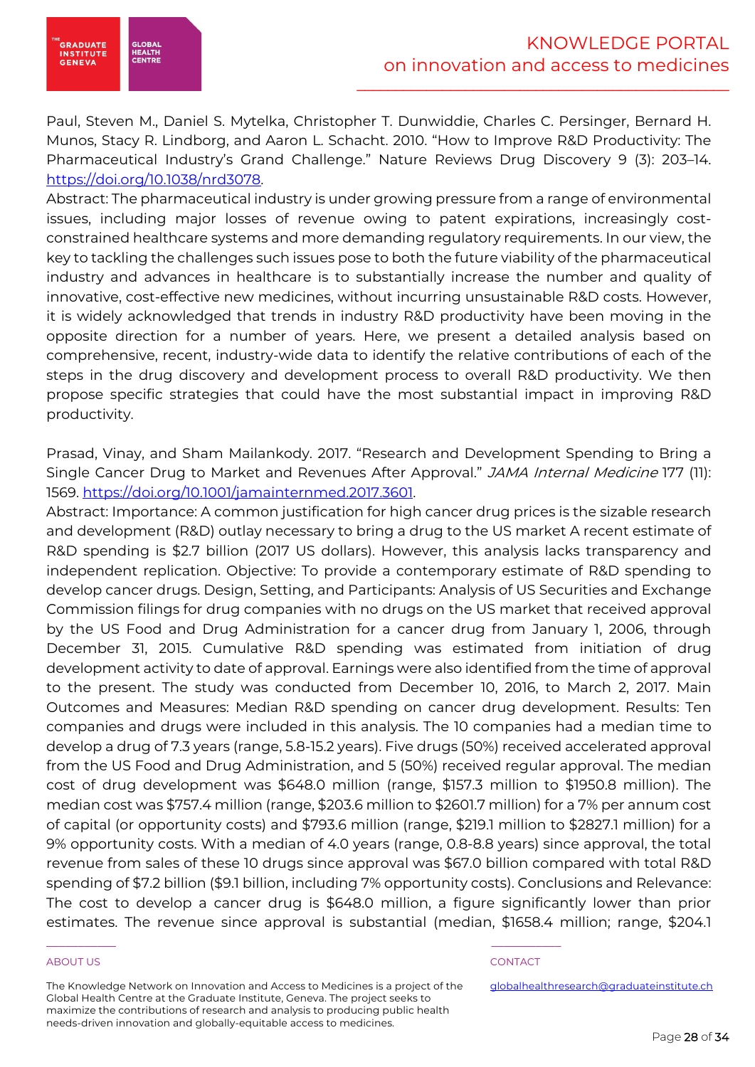Paul, Steven M., Daniel S. Mytelka, Christopher T. Dunwiddie, Charles C. Persinger, Bernard H. Munos, Stacy R. Lindborg, and Aaron L. Schacht. 2010. "How to Improve R&D Productivity: The Pharmaceutical Industry's Grand Challenge." Nature Reviews Drug Discovery 9 (3): 203–14. https://doi.org/10.1038/nrd3078.

Abstract: The pharmaceutical industry is under growing pressure from a range of environmental issues, including major losses of revenue owing to patent expirations, increasingly cost-constrained healthcare systems and more demanding regulatory requirements. In our view, the key to tackling the challenges such issues pose to both the future viability of the pharmaceutical industry and advances in healthcare is to substantially increase the number and quality of innovative, cost-effective new medicines, without incurring unsustainable R&D costs. However, it is widely acknowledged that trends in industry R&D productivity have been moving in the opposite direction for a number of years. Here, we present a detailed analysis based on comprehensive, recent, industry-wide data to identify the relative contributions of each of the steps in the drug discovery and development process to overall R&D productivity. We then propose specific strategies that could have the most substantial impact in improving R&D productivity.

Prasad, Vinay, and Sham Mailankody. 2017. "Research and Development Spending to Bring a Single Cancer Drug to Market and Revenues After Approval." *JAMA Internal Medicine* 177 (11): 1569. https://doi.org/10.1001/jamainternmed.2017.3601.

Abstract: Importance: A common justification for high cancer drug prices is the sizable research and development (R&D) outlay necessary to bring a drug to the US market A recent estimate of R&D spending is $2.7 billion (2017 US dollars). However, this analysis lacks transparency and independent replication. Objective: To provide a contemporary estimate of R&D spending to develop cancer drugs. Design, Setting, and Participants: Analysis of US Securities and Exchange Commission filings for drug companies with no drugs on the US market that received approval by the US Food and Drug Administration for a cancer drug from January 1, 2006, through December 31, 2015. Cumulative R&D spending was estimated from initiation of drug development activity to date of approval. Earnings were also identified from the time of approval to the present. The study was conducted from December 10, 2016, to March 2, 2017. Main Outcomes and Measures: Median R&D spending on cancer drug development. Results: Ten companies and drugs were included in this analysis. The 10 companies had a median time to develop a drug of 7.3 years (range, 5.8-15.2 years). Five drugs (50%) received accelerated approval from the US Food and Drug Administration, and 5 (50%) received regular approval. The median cost of drug development was $648.0 million (range, $157.3 million to $1950.8 million). The median cost was $757.4 million (range, $203.6 million to $2601.7 million) for a 7% per annum cost of capital (or opportunity costs) and $793.6 million (range, $219.1 million to $2827.1 million) for a 9% opportunity costs. With a median of 4.0 years (range, 0.8-8.8 years) since approval, the total revenue from sales of these 10 drugs since approval was $67.0 billion compared with total R&D spending of $7.2 billion ($9.1 billion, including 7% opportunity costs). Conclusions and Relevance: The cost to develop a cancer drug is $648.0 million, a figure significantly lower than prior estimates. The revenue since approval is substantial (median, $1658.4 million; range, $204.1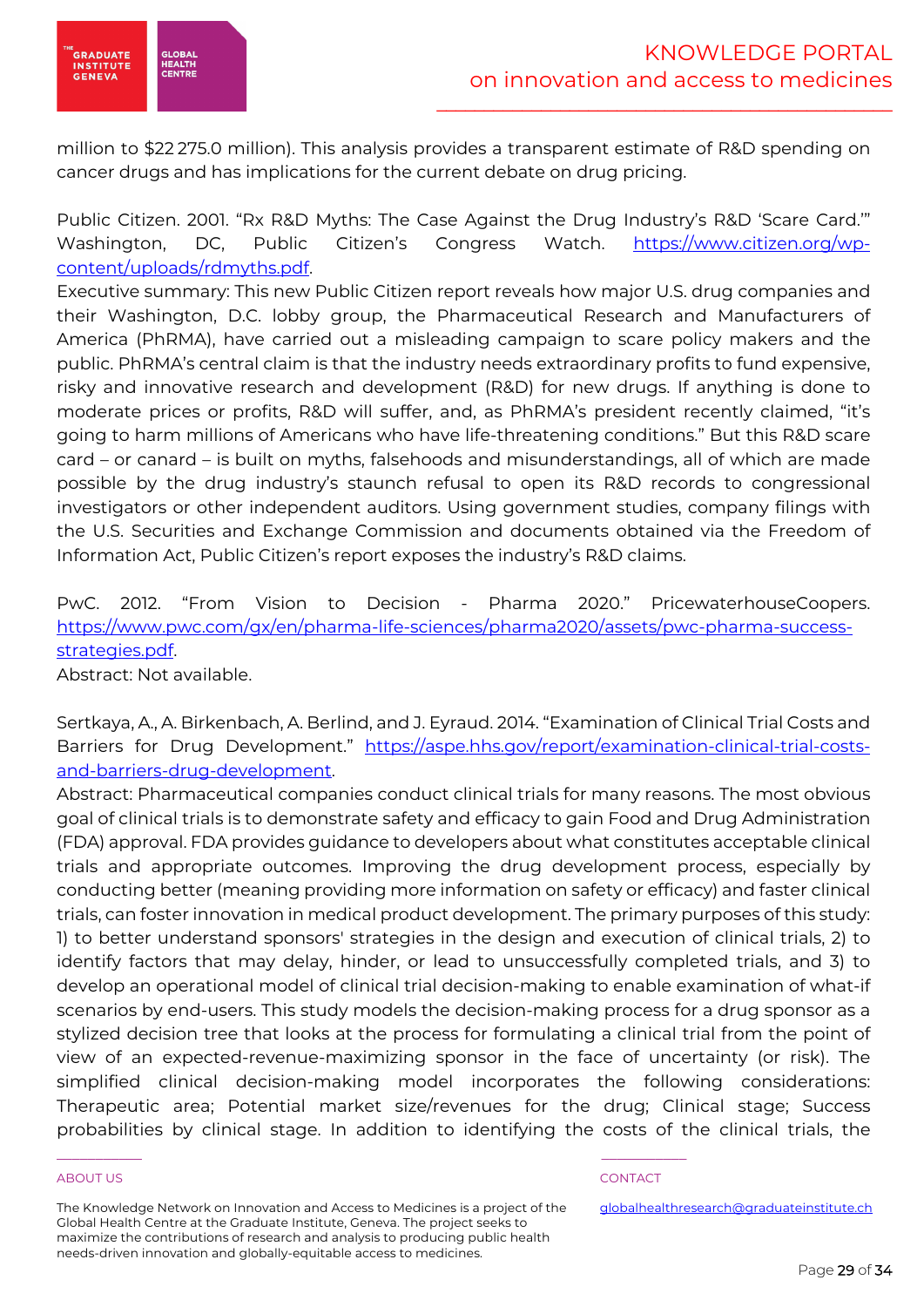million to $22 275.0 million). This analysis provides a transparent estimate of R&D spending on cancer drugs and has implications for the current debate on drug pricing.

Public Citizen. 2001. "Rx R&D Myths: The Case Against the Drug Industry's R&D 'Scare Card.'" Washington, DC, Public Citizen's Congress Watch. [https://www.citizen.org/wp-content/uploads/rdmyths.pdf](https://www.citizen.org/wp-content/uploads/rdmyths.pdf).
Executive summary: This new Public Citizen report reveals how major U.S. drug companies and their Washington, D.C. lobby group, the Pharmaceutical Research and Manufacturers of America (PhRMA), have carried out a misleading campaign to scare policy makers and the public. PhRMA's central claim is that the industry needs extraordinary profits to fund expensive, risky and innovative research and development (R&D) for new drugs. If anything is done to moderate prices or profits, R&D will suffer, and, as PhRMA's president recently claimed, "it's going to harm millions of Americans who have life-threatening conditions." But this R&D scare card – or canard – is built on myths, falsehoods and misunderstandings, all of which are made possible by the drug industry's staunch refusal to open its R&D records to congressional investigators or other independent auditors. Using government studies, company filings with the U.S. Securities and Exchange Commission and documents obtained via the Freedom of Information Act, Public Citizen's report exposes the industry's R&D claims.

PwC. 2012. "From Vision to Decision - Pharma 2020." PricewaterhouseCoopers. [https://www.pwc.com/gx/en/pharma-life-sciences/pharma2020/assets/pwc-pharma-success-strategies.pdf](https://www.pwc.com/gx/en/pharma-life-sciences/pharma2020/assets/pwc-pharma-success-strategies.pdf).
Abstract: Not available.

Sertkaya, A., A. Birkenbach, A. Berlind, and J. Eyraud. 2014. "Examination of Clinical Trial Costs and Barriers for Drug Development." [https://aspe.hhs.gov/report/examination-clinical-trial-costs-and-barriers-drug-development](https://aspe.hhs.gov/report/examination-clinical-trial-costs-and-barriers-drug-development).
Abstract: Pharmaceutical companies conduct clinical trials for many reasons. The most obvious goal of clinical trials is to demonstrate safety and efficacy to gain Food and Drug Administration (FDA) approval. FDA provides guidance to developers about what constitutes acceptable clinical trials and appropriate outcomes. Improving the drug development process, especially by conducting better (meaning providing more information on safety or efficacy) and faster clinical trials, can foster innovation in medical product development. The primary purposes of this study: 1) to better understand sponsors' strategies in the design and execution of clinical trials, 2) to identify factors that may delay, hinder, or lead to unsuccessfully completed trials, and 3) to develop an operational model of clinical trial decision-making to enable examination of what-if scenarios by end-users. This study models the decision-making process for a drug sponsor as a stylized decision tree that looks at the process for formulating a clinical trial from the point of view of an expected-revenue-maximizing sponsor in the face of uncertainty (or risk). The simplified clinical decision-making model incorporates the following considerations: Therapeutic area; Potential market size/revenues for the drug; Clinical stage; Success probabilities by clinical stage. In addition to identifying the costs of the clinical trials, the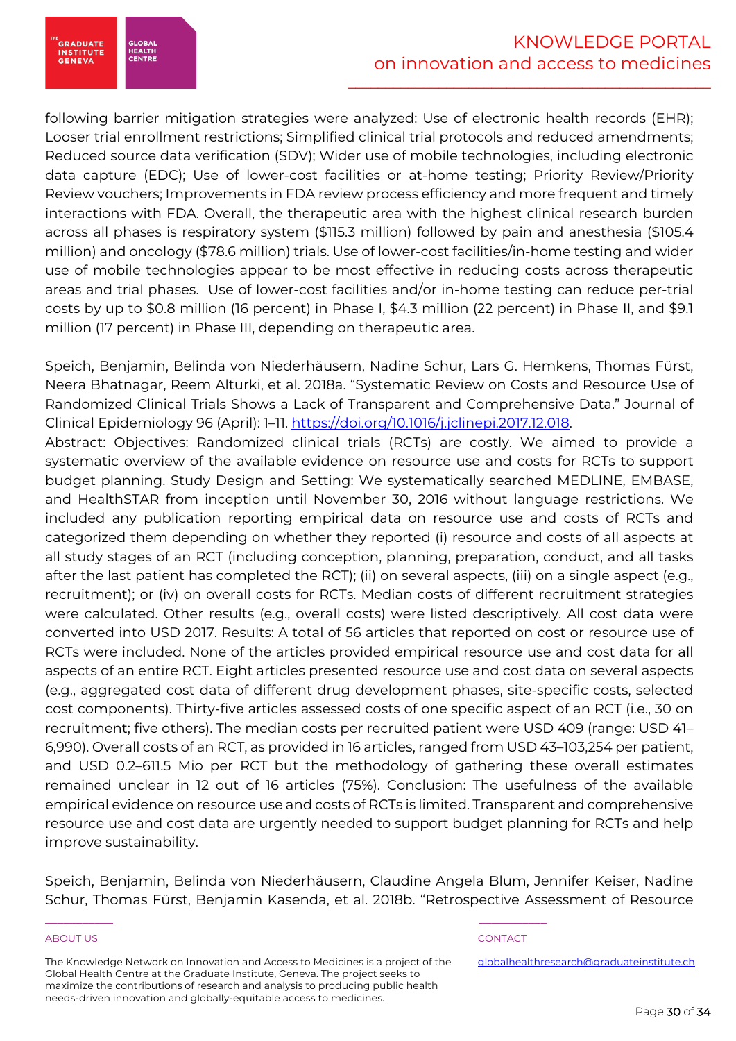following barrier mitigation strategies were analyzed: Use of electronic health records (EHR); Looser trial enrollment restrictions; Simplified clinical trial protocols and reduced amendments; Reduced source data verification (SDV); Wider use of mobile technologies, including electronic data capture (EDC); Use of lower-cost facilities or at-home testing; Priority Review/Priority Review vouchers; Improvements in FDA review process efficiency and more frequent and timely interactions with FDA. Overall, the therapeutic area with the highest clinical research burden across all phases is respiratory system ($115.3 million) followed by pain and anesthesia ($105.4 million) and oncology ($78.6 million) trials. Use of lower-cost facilities/in-home testing and wider use of mobile technologies appear to be most effective in reducing costs across therapeutic areas and trial phases. Use of lower-cost facilities and/or in-home testing can reduce per-trial costs by up to $0.8 million (16 percent) in Phase I, $4.3 million (22 percent) in Phase II, and $9.1 million (17 percent) in Phase III, depending on therapeutic area.

Speich, Benjamin, Belinda von Niederhäusern, Nadine Schur, Lars G. Hemkens, Thomas Fürst, Neera Bhatnagar, Reem Alturki, et al. 2018a. "Systematic Review on Costs and Resource Use of Randomized Clinical Trials Shows a Lack of Transparent and Comprehensive Data." Journal of Clinical Epidemiology 96 (April): 1–11. https://doi.org/10.1016/j.jclinepi.2017.12.018.

Abstract: Objectives: Randomized clinical trials (RCTs) are costly. We aimed to provide a systematic overview of the available evidence on resource use and costs for RCTs to support budget planning. Study Design and Setting: We systematically searched MEDLINE, EMBASE, and HealthSTAR from inception until November 30, 2016 without language restrictions. We included any publication reporting empirical data on resource use and costs of RCTs and categorized them depending on whether they reported (i) resource and costs of all aspects at all study stages of an RCT (including conception, planning, preparation, conduct, and all tasks after the last patient has completed the RCT); (ii) on several aspects, (iii) on a single aspect (e.g., recruitment); or (iv) on overall costs for RCTs. Median costs of different recruitment strategies were calculated. Other results (e.g., overall costs) were listed descriptively. All cost data were converted into USD 2017. Results: A total of 56 articles that reported on cost or resource use of RCTs were included. None of the articles provided empirical resource use and cost data for all aspects of an entire RCT. Eight articles presented resource use and cost data on several aspects (e.g., aggregated cost data of different drug development phases, site-specific costs, selected cost components). Thirty-five articles assessed costs of one specific aspect of an RCT (i.e., 30 on recruitment; five others). The median costs per recruited patient were USD 409 (range: USD 41–6,990). Overall costs of an RCT, as provided in 16 articles, ranged from USD 43–103,254 per patient, and USD 0.2–611.5 Mio per RCT but the methodology of gathering these overall estimates remained unclear in 12 out of 16 articles (75%). Conclusion: The usefulness of the available empirical evidence on resource use and costs of RCTs is limited. Transparent and comprehensive resource use and cost data are urgently needed to support budget planning for RCTs and help improve sustainability.

Speich, Benjamin, Belinda von Niederhäusern, Claudine Angela Blum, Jennifer Keiser, Nadine Schur, Thomas Fürst, Benjamin Kasenda, et al. 2018b. "Retrospective Assessment of Resource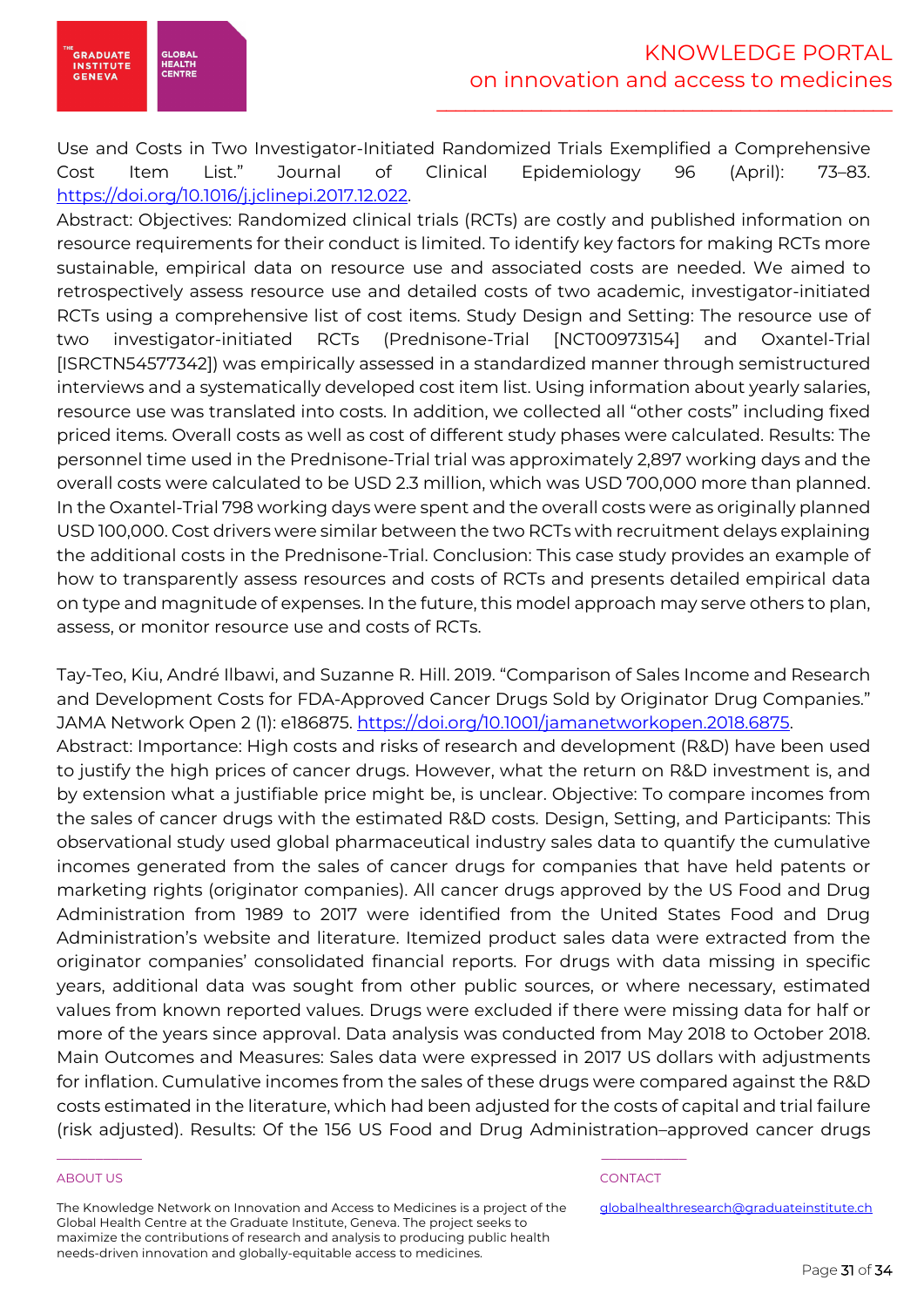Use and Costs in Two Investigator-Initiated Randomized Trials Exemplified a Comprehensive Cost Item List." Journal of Clinical Epidemiology 96 (April): 73–83. https://doi.org/10.1016/j.jclinepi.2017.12.022.

Abstract: Objectives: Randomized clinical trials (RCTs) are costly and published information on resource requirements for their conduct is limited. To identify key factors for making RCTs more sustainable, empirical data on resource use and associated costs are needed. We aimed to retrospectively assess resource use and detailed costs of two academic, investigator-initiated RCTs using a comprehensive list of cost items. Study Design and Setting: The resource use of two investigator-initiated RCTs (Prednisone-Trial [NCT00973154] and Oxantel-Trial [ISRCTN54577342]) was empirically assessed in a standardized manner through semistructured interviews and a systematically developed cost item list. Using information about yearly salaries, resource use was translated into costs. In addition, we collected all "other costs" including fixed priced items. Overall costs as well as cost of different study phases were calculated. Results: The personnel time used in the Prednisone-Trial trial was approximately 2,897 working days and the overall costs were calculated to be USD 2.3 million, which was USD 700,000 more than planned. In the Oxantel-Trial 798 working days were spent and the overall costs were as originally planned USD 100,000. Cost drivers were similar between the two RCTs with recruitment delays explaining the additional costs in the Prednisone-Trial. Conclusion: This case study provides an example of how to transparently assess resources and costs of RCTs and presents detailed empirical data on type and magnitude of expenses. In the future, this model approach may serve others to plan, assess, or monitor resource use and costs of RCTs.

Tay-Teo, Kiu, André Ilbawi, and Suzanne R. Hill. 2019. "Comparison of Sales Income and Research and Development Costs for FDA-Approved Cancer Drugs Sold by Originator Drug Companies." JAMA Network Open 2 (1): e186875. https://doi.org/10.1001/jamanetworkopen.2018.6875.

Abstract: Importance: High costs and risks of research and development (R&D) have been used to justify the high prices of cancer drugs. However, what the return on R&D investment is, and by extension what a justifiable price might be, is unclear. Objective: To compare incomes from the sales of cancer drugs with the estimated R&D costs. Design, Setting, and Participants: This observational study used global pharmaceutical industry sales data to quantify the cumulative incomes generated from the sales of cancer drugs for companies that have held patents or marketing rights (originator companies). All cancer drugs approved by the US Food and Drug Administration from 1989 to 2017 were identified from the United States Food and Drug Administration's website and literature. Itemized product sales data were extracted from the originator companies' consolidated financial reports. For drugs with data missing in specific years, additional data was sought from other public sources, or where necessary, estimated values from known reported values. Drugs were excluded if there were missing data for half or more of the years since approval. Data analysis was conducted from May 2018 to October 2018. Main Outcomes and Measures: Sales data were expressed in 2017 US dollars with adjustments for inflation. Cumulative incomes from the sales of these drugs were compared against the R&D costs estimated in the literature, which had been adjusted for the costs of capital and trial failure (risk adjusted). Results: Of the 156 US Food and Drug Administration–approved cancer drugs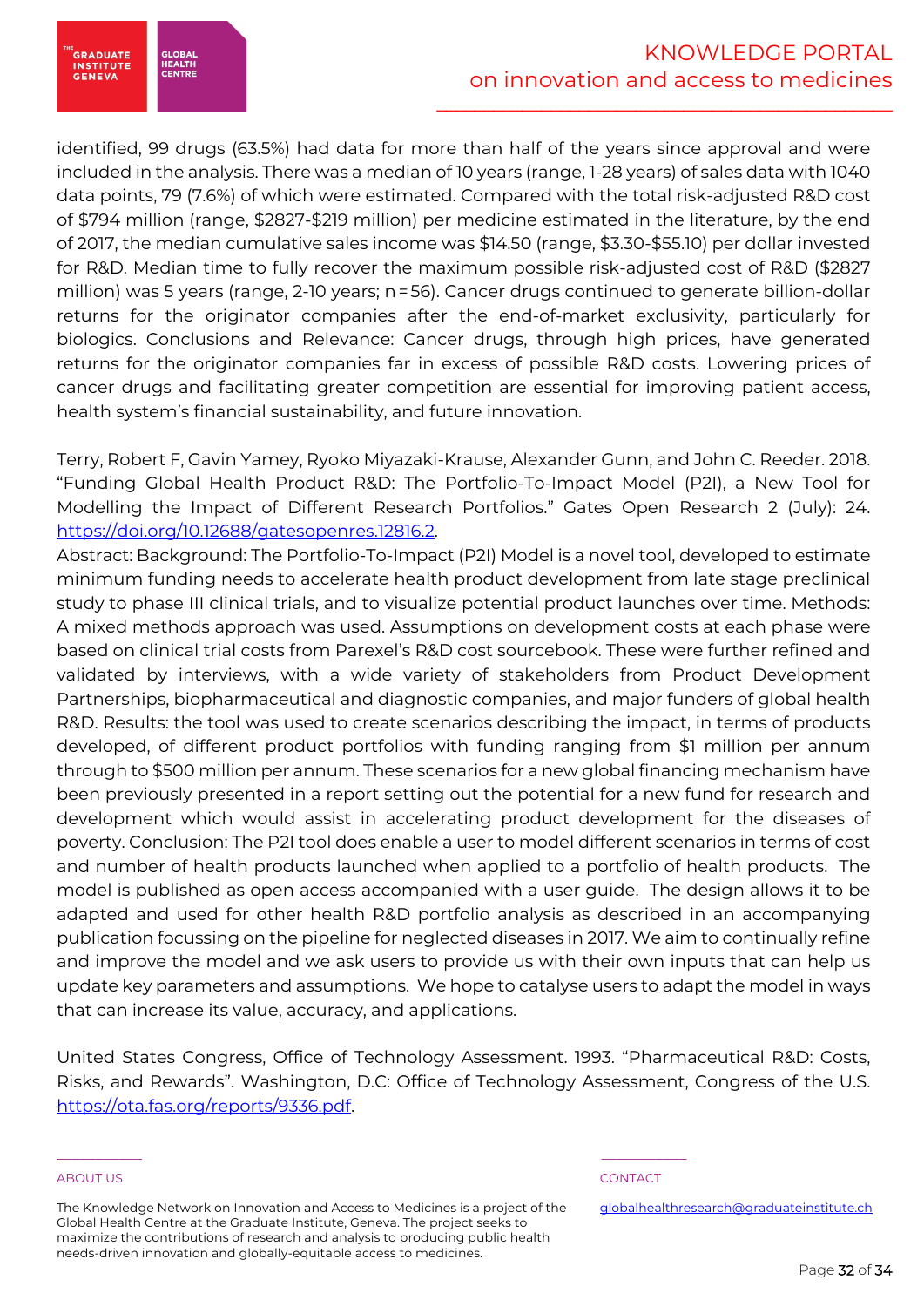identified, 99 drugs (63.5%) had data for more than half of the years since approval and were included in the analysis. There was a median of 10 years (range, 1-28 years) of sales data with 1040 data points, 79 (7.6%) of which were estimated. Compared with the total risk-adjusted R&D cost of $794 million (range, $2827-$219 million) per medicine estimated in the literature, by the end of 2017, the median cumulative sales income was $14.50 (range, $3.30-$55.10) per dollar invested for R&D. Median time to fully recover the maximum possible risk-adjusted cost of R&D ($2827 million) was 5 years (range, 2-10 years; n = 56). Cancer drugs continued to generate billion-dollar returns for the originator companies after the end-of-market exclusivity, particularly for biologics. Conclusions and Relevance: Cancer drugs, through high prices, have generated returns for the originator companies far in excess of possible R&D costs. Lowering prices of cancer drugs and facilitating greater competition are essential for improving patient access, health system's financial sustainability, and future innovation.

Terry, Robert F, Gavin Yamey, Ryoko Miyazaki-Krause, Alexander Gunn, and John C. Reeder. 2018. "Funding Global Health Product R&D: The Portfolio-To-Impact Model (P2I), a New Tool for Modelling the Impact of Different Research Portfolios." Gates Open Research 2 (July): 24. https://doi.org/10.12688/gatesopenres.12816.2.

Abstract: Background: The Portfolio-To-Impact (P2I) Model is a novel tool, developed to estimate minimum funding needs to accelerate health product development from late stage preclinical study to phase III clinical trials, and to visualize potential product launches over time. Methods: A mixed methods approach was used. Assumptions on development costs at each phase were based on clinical trial costs from Parexel's R&D cost sourcebook. These were further refined and validated by interviews, with a wide variety of stakeholders from Product Development Partnerships, biopharmaceutical and diagnostic companies, and major funders of global health R&D. Results: the tool was used to create scenarios describing the impact, in terms of products developed, of different product portfolios with funding ranging from $1 million per annum through to $500 million per annum. These scenarios for a new global financing mechanism have been previously presented in a report setting out the potential for a new fund for research and development which would assist in accelerating product development for the diseases of poverty. Conclusion: The P2I tool does enable a user to model different scenarios in terms of cost and number of health products launched when applied to a portfolio of health products. The model is published as open access accompanied with a user guide. The design allows it to be adapted and used for other health R&D portfolio analysis as described in an accompanying publication focussing on the pipeline for neglected diseases in 2017. We aim to continually refine and improve the model and we ask users to provide us with their own inputs that can help us update key parameters and assumptions. We hope to catalyse users to adapt the model in ways that can increase its value, accuracy, and applications.

United States Congress, Office of Technology Assessment. 1993. "Pharmaceutical R&D: Costs, Risks, and Rewards". Washington, D.C: Office of Technology Assessment, Congress of the U.S. https://ota.fas.org/reports/9336.pdf.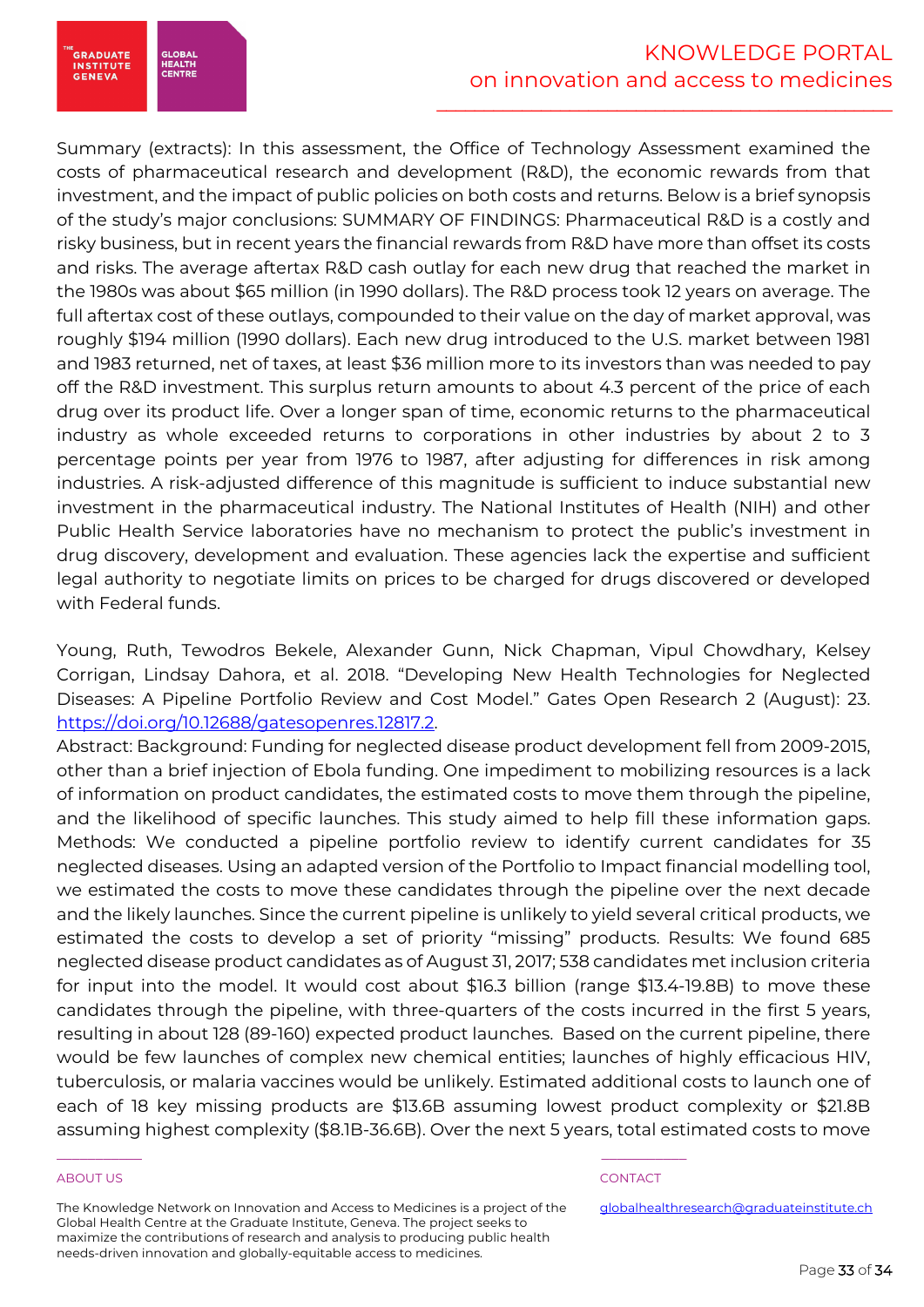Summary (extracts): In this assessment, the Office of Technology Assessment examined the costs of pharmaceutical research and development (R&D), the economic rewards from that investment, and the impact of public policies on both costs and returns. Below is a brief synopsis of the study's major conclusions: SUMMARY OF FINDINGS: Pharmaceutical R&D is a costly and risky business, but in recent years the financial rewards from R&D have more than offset its costs and risks. The average aftertax R&D cash outlay for each new drug that reached the market in the 1980s was about $65 million (in 1990 dollars). The R&D process took 12 years on average. The full aftertax cost of these outlays, compounded to their value on the day of market approval, was roughly $194 million (1990 dollars). Each new drug introduced to the U.S. market between 1981 and 1983 returned, net of taxes, at least $36 million more to its investors than was needed to pay off the R&D investment. This surplus return amounts to about 4.3 percent of the price of each drug over its product life. Over a longer span of time, economic returns to the pharmaceutical industry as whole exceeded returns to corporations in other industries by about 2 to 3 percentage points per year from 1976 to 1987, after adjusting for differences in risk among industries. A risk-adjusted difference of this magnitude is sufficient to induce substantial new investment in the pharmaceutical industry. The National Institutes of Health (NIH) and other Public Health Service laboratories have no mechanism to protect the public's investment in drug discovery, development and evaluation. These agencies lack the expertise and sufficient legal authority to negotiate limits on prices to be charged for drugs discovered or developed with Federal funds.

Young, Ruth, Tewodros Bekele, Alexander Gunn, Nick Chapman, Vipul Chowdhary, Kelsey Corrigan, Lindsay Dahora, et al. 2018. "Developing New Health Technologies for Neglected Diseases: A Pipeline Portfolio Review and Cost Model." Gates Open Research 2 (August): 23. https://doi.org/10.12688/gatesopenres.12817.2.

Abstract: Background: Funding for neglected disease product development fell from 2009-2015, other than a brief injection of Ebola funding. One impediment to mobilizing resources is a lack of information on product candidates, the estimated costs to move them through the pipeline, and the likelihood of specific launches. This study aimed to help fill these information gaps. Methods: We conducted a pipeline portfolio review to identify current candidates for 35 neglected diseases. Using an adapted version of the Portfolio to Impact financial modelling tool, we estimated the costs to move these candidates through the pipeline over the next decade and the likely launches. Since the current pipeline is unlikely to yield several critical products, we estimated the costs to develop a set of priority "missing" products. Results: We found 685 neglected disease product candidates as of August 31, 2017; 538 candidates met inclusion criteria for input into the model. It would cost about $16.3 billion (range $13.4-19.8B) to move these candidates through the pipeline, with three-quarters of the costs incurred in the first 5 years, resulting in about 128 (89-160) expected product launches. Based on the current pipeline, there would be few launches of complex new chemical entities; launches of highly efficacious HIV, tuberculosis, or malaria vaccines would be unlikely. Estimated additional costs to launch one of each of 18 key missing products are $13.6B assuming lowest product complexity or $21.8B assuming highest complexity ($8.1B-36.6B). Over the next 5 years, total estimated costs to move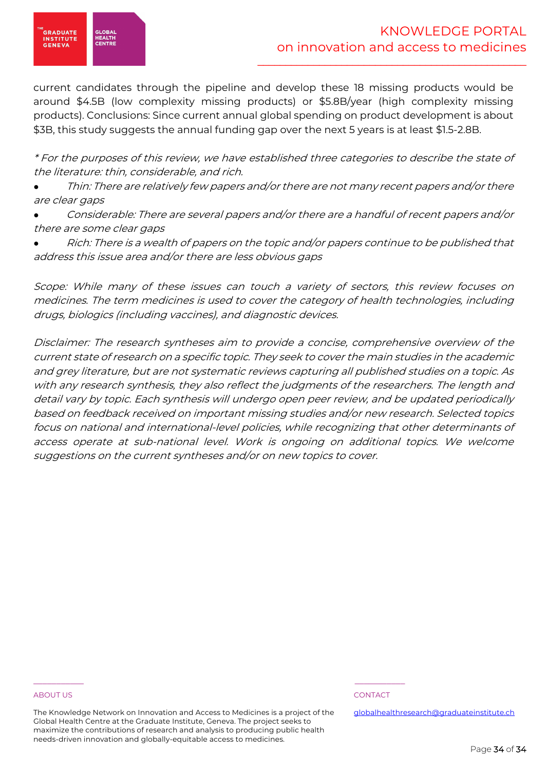current candidates through the pipeline and develop these 18 missing products would be around $4.5B (low complexity missing products) or $5.8B/year (high complexity missing products). Conclusions: Since current annual global spending on product development is about $3B, this study suggests the annual funding gap over the next 5 years is at least $1.5-2.8B.

*\* For the purposes of this review, we have established three categories to describe the state of the literature: thin, considerable, and rich.*

- *Thin: There are relatively few papers and/or there are not many recent papers and/or there are clear gaps*
- *Considerable: There are several papers and/or there are a handful of recent papers and/or there are some clear gaps*
- *Rich: There is a wealth of papers on the topic and/or papers continue to be published that address this issue area and/or there are less obvious gaps*

*Scope: While many of these issues can touch a variety of sectors, this review focuses on medicines. The term medicines is used to cover the category of health technologies, including drugs, biologics (including vaccines), and diagnostic devices.*

*Disclaimer: The research syntheses aim to provide a concise, comprehensive overview of the current state of research on a specific topic. They seek to cover the main studies in the academic and grey literature, but are not systematic reviews capturing all published studies on a topic. As with any research synthesis, they also reflect the judgments of the researchers. The length and detail vary by topic. Each synthesis will undergo open peer review, and be updated periodically based on feedback received on important missing studies and/or new research. Selected topics focus on national and international-level policies, while recognizing that other determinants of access operate at sub-national level. Work is ongoing on additional topics. We welcome suggestions on the current syntheses and/or on new topics to cover.*